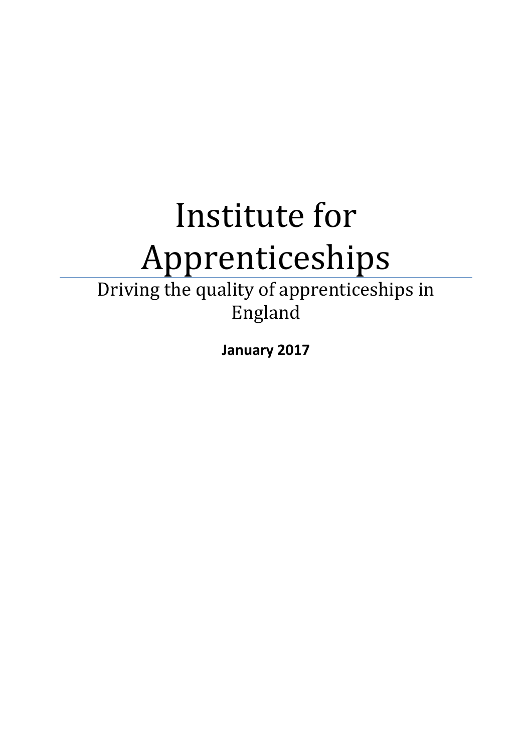# Institute for Apprenticeships

Driving the quality of apprenticeships in England

**January 2017**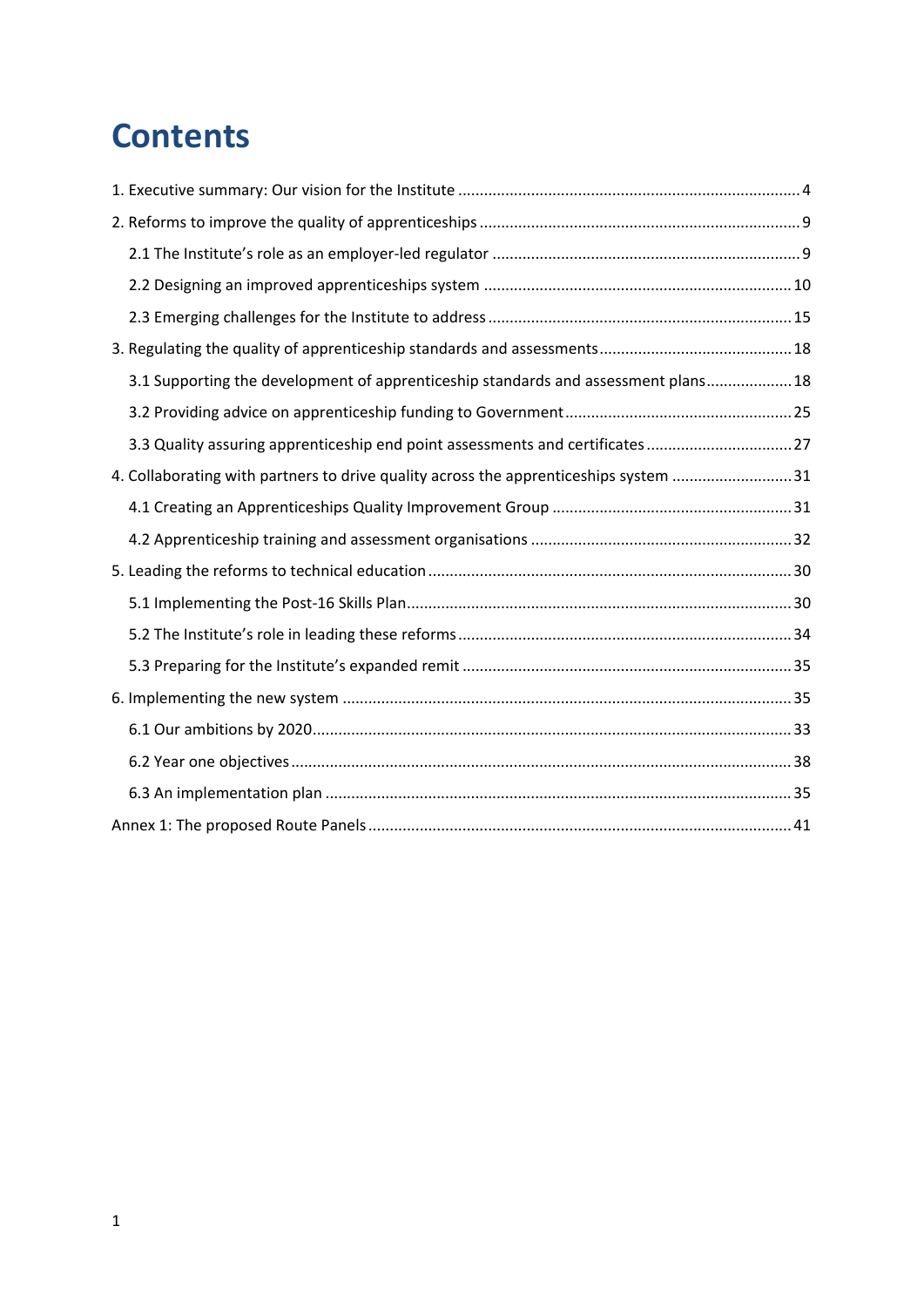# Contents

1. Executive summary: Our vision for the Institute ........ 4
2. Reforms to improve the quality of apprenticeships ........ 9
   - 2.1 The Institute's role as an employer-led regulator ........ 9
   - 2.2 Designing an improved apprenticeships system ........ 10
   - 2.3 Emerging challenges for the Institute to address ........ 15
3. Regulating the quality of apprenticeship standards and assessments ........ 18
   - 3.1 Supporting the development of apprenticeship standards and assessment plans ........ 18
   - 3.2 Providing advice on apprenticeship funding to Government ........ 25
   - 3.3 Quality assuring apprenticeship end point assessments and certificates ........ 27
4. Collaborating with partners to drive quality across the apprenticeships system ........ 31
   - 4.1 Creating an Apprenticeships Quality Improvement Group ........ 31
   - 4.2 Apprenticeship training and assessment organisations ........ 32
5. Leading the reforms to technical education ........ 30
   - 5.1 Implementing the Post-16 Skills Plan ........ 30
   - 5.2 The Institute's role in leading these reforms ........ 34
   - 5.3 Preparing for the Institute's expanded remit ........ 35
6. Implementing the new system ........ 35
   - 6.1 Our ambitions by 2020 ........ 33
   - 6.2 Year one objectives ........ 38
   - 6.3 An implementation plan ........ 35

Annex 1: The proposed Route Panels ........ 41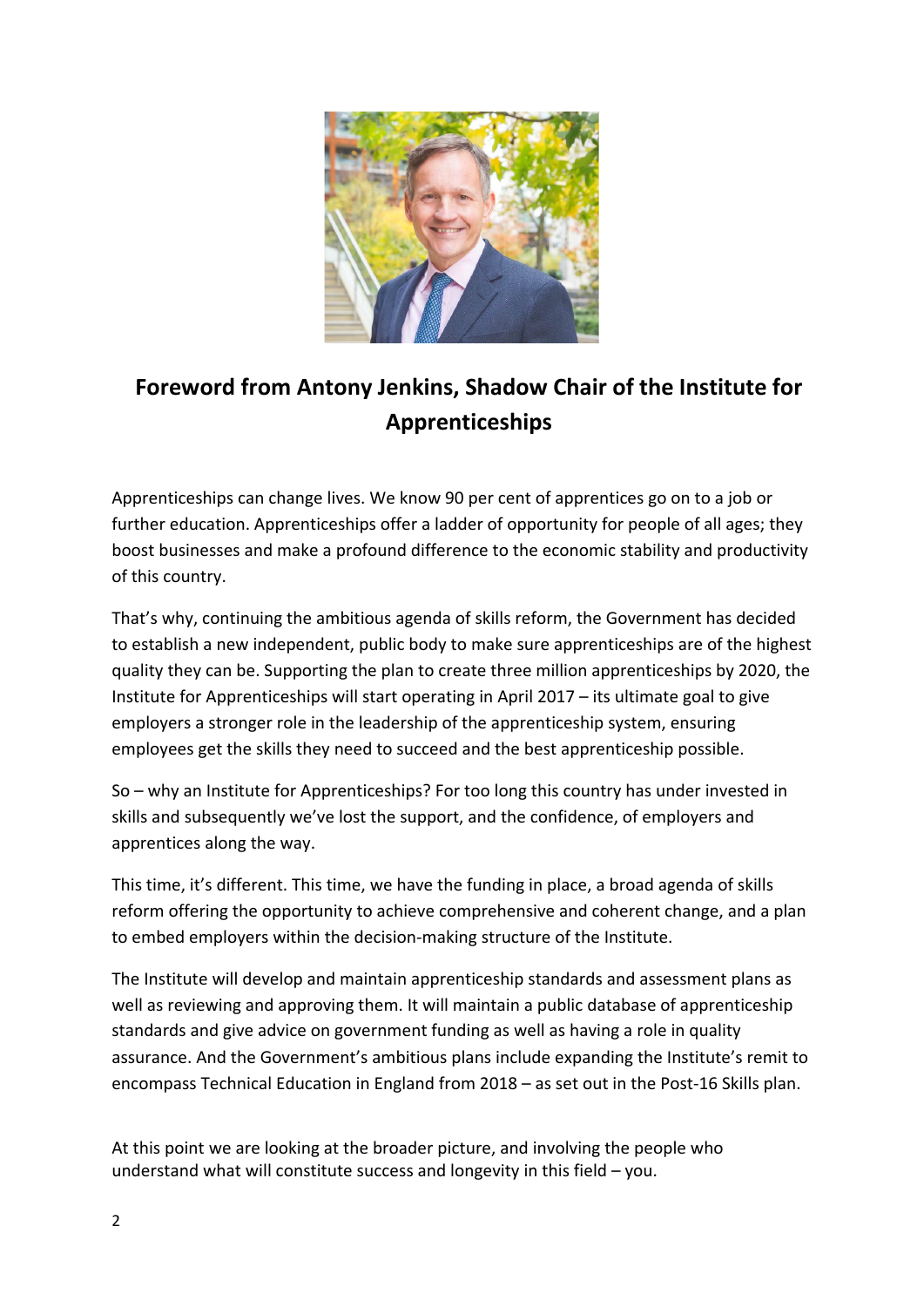## Foreword from Antony Jenkins, Shadow Chair of the Institute for Apprenticeships

Apprenticeships can change lives. We know 90 per cent of apprentices go on to a job or further education. Apprenticeships offer a ladder of opportunity for people of all ages; they boost businesses and make a profound difference to the economic stability and productivity of this country.

That's why, continuing the ambitious agenda of skills reform, the Government has decided to establish a new independent, public body to make sure apprenticeships are of the highest quality they can be. Supporting the plan to create three million apprenticeships by 2020, the Institute for Apprenticeships will start operating in April 2017 – its ultimate goal to give employers a stronger role in the leadership of the apprenticeship system, ensuring employees get the skills they need to succeed and the best apprenticeship possible.

So – why an Institute for Apprenticeships? For too long this country has under invested in skills and subsequently we've lost the support, and the confidence, of employers and apprentices along the way.

This time, it's different. This time, we have the funding in place, a broad agenda of skills reform offering the opportunity to achieve comprehensive and coherent change, and a plan to embed employers within the decision-making structure of the Institute.

The Institute will develop and maintain apprenticeship standards and assessment plans as well as reviewing and approving them. It will maintain a public database of apprenticeship standards and give advice on government funding as well as having a role in quality assurance. And the Government's ambitious plans include expanding the Institute's remit to encompass Technical Education in England from 2018 – as set out in the Post-16 Skills plan.

At this point we are looking at the broader picture, and involving the people who understand what will constitute success and longevity in this field – you.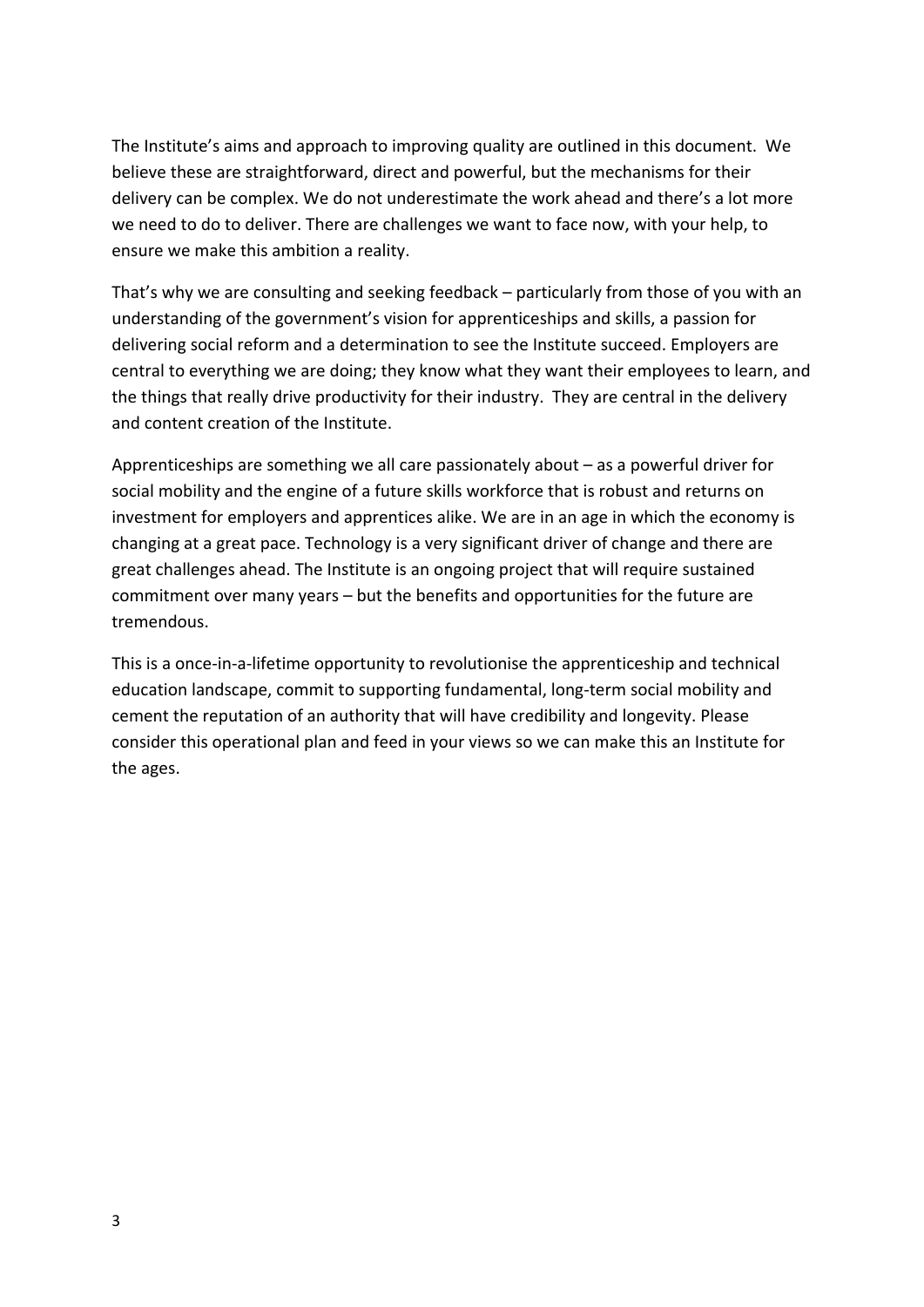The Institute's aims and approach to improving quality are outlined in this document. We believe these are straightforward, direct and powerful, but the mechanisms for their delivery can be complex. We do not underestimate the work ahead and there's a lot more we need to do to deliver. There are challenges we want to face now, with your help, to ensure we make this ambition a reality.

That's why we are consulting and seeking feedback – particularly from those of you with an understanding of the government's vision for apprenticeships and skills, a passion for delivering social reform and a determination to see the Institute succeed. Employers are central to everything we are doing; they know what they want their employees to learn, and the things that really drive productivity for their industry. They are central in the delivery and content creation of the Institute.

Apprenticeships are something we all care passionately about – as a powerful driver for social mobility and the engine of a future skills workforce that is robust and returns on investment for employers and apprentices alike. We are in an age in which the economy is changing at a great pace. Technology is a very significant driver of change and there are great challenges ahead. The Institute is an ongoing project that will require sustained commitment over many years – but the benefits and opportunities for the future are tremendous.

This is a once-in-a-lifetime opportunity to revolutionise the apprenticeship and technical education landscape, commit to supporting fundamental, long-term social mobility and cement the reputation of an authority that will have credibility and longevity. Please consider this operational plan and feed in your views so we can make this an Institute for the ages.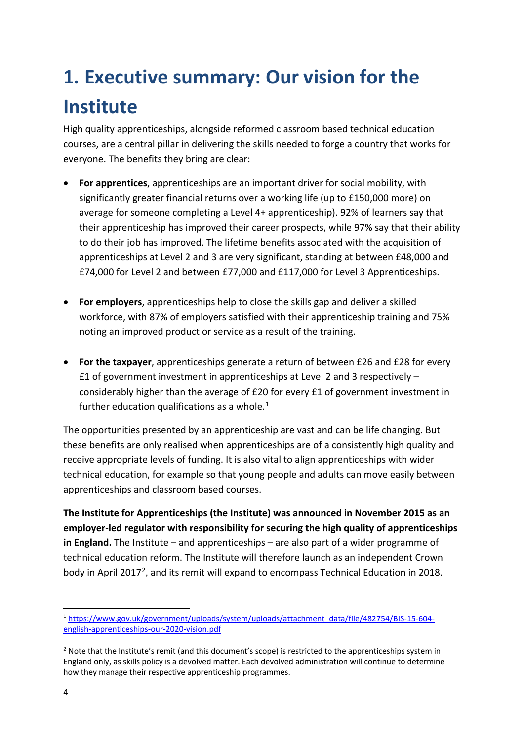# 1. Executive summary: Our vision for the Institute

High quality apprenticeships, alongside reformed classroom based technical education courses, are a central pillar in delivering the skills needed to forge a country that works for everyone. The benefits they bring are clear:

- **For apprentices**, apprenticeships are an important driver for social mobility, with significantly greater financial returns over a working life (up to £150,000 more) on average for someone completing a Level 4+ apprenticeship). 92% of learners say that their apprenticeship has improved their career prospects, while 97% say that their ability to do their job has improved. The lifetime benefits associated with the acquisition of apprenticeships at Level 2 and 3 are very significant, standing at between £48,000 and £74,000 for Level 2 and between £77,000 and £117,000 for Level 3 Apprenticeships.

- **For employers**, apprenticeships help to close the skills gap and deliver a skilled workforce, with 87% of employers satisfied with their apprenticeship training and 75% noting an improved product or service as a result of the training.

- **For the taxpayer**, apprenticeships generate a return of between £26 and £28 for every £1 of government investment in apprenticeships at Level 2 and 3 respectively – considerably higher than the average of £20 for every £1 of government investment in further education qualifications as a whole.[1]

The opportunities presented by an apprenticeship are vast and can be life changing. But these benefits are only realised when apprenticeships are of a consistently high quality and receive appropriate levels of funding. It is also vital to align apprenticeships with wider technical education, for example so that young people and adults can move easily between apprenticeships and classroom based courses.

**The Institute for Apprenticeships (the Institute) was announced in November 2015 as an employer-led regulator with responsibility for securing the high quality of apprenticeships in England.** The Institute – and apprenticeships – are also part of a wider programme of technical education reform. The Institute will therefore launch as an independent Crown body in April 2017[2], and its remit will expand to encompass Technical Education in 2018.

---

[1] https://www.gov.uk/government/uploads/system/uploads/attachment_data/file/482754/BIS-15-604-english-apprenticeships-our-2020-vision.pdf

[2] Note that the Institute's remit (and this document's scope) is restricted to the apprenticeships system in England only, as skills policy is a devolved matter. Each devolved administration will continue to determine how they manage their respective apprenticeship programmes.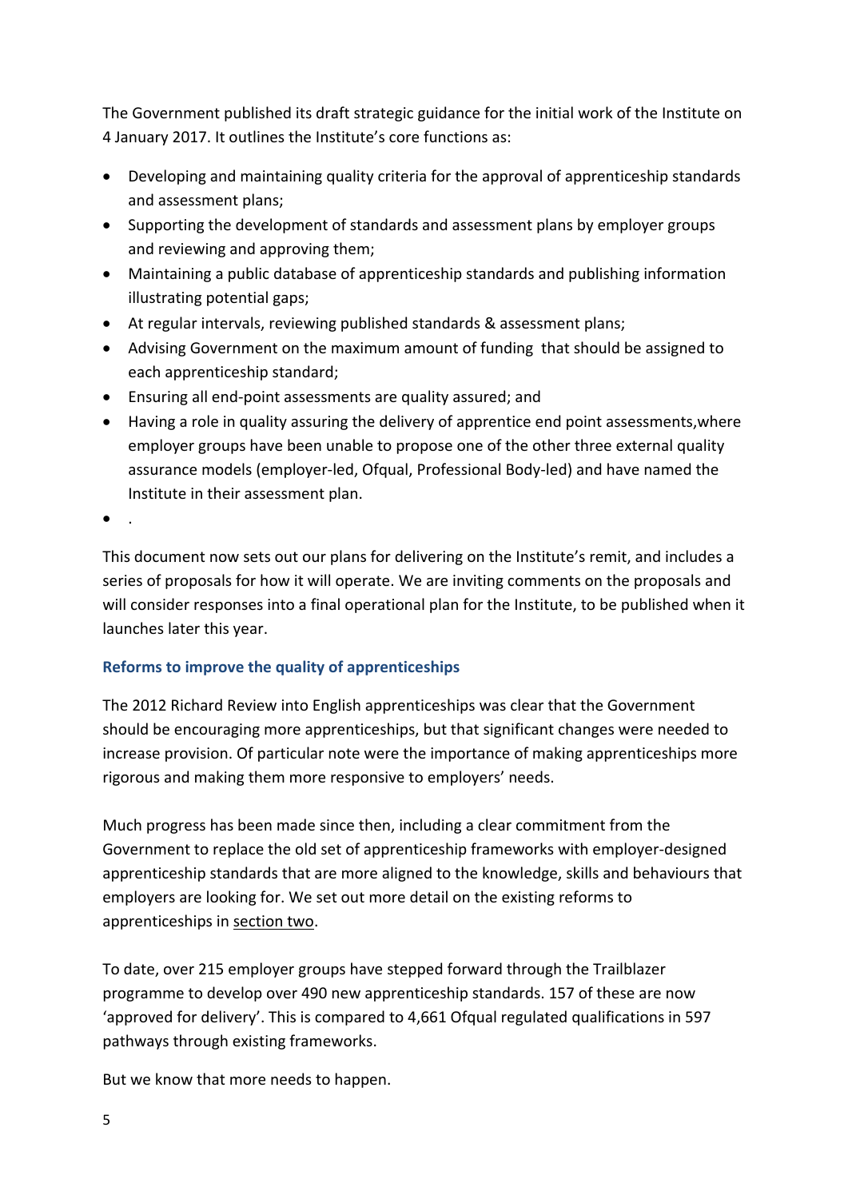The Government published its draft strategic guidance for the initial work of the Institute on 4 January 2017. It outlines the Institute's core functions as:

- Developing and maintaining quality criteria for the approval of apprenticeship standards and assessment plans;
- Supporting the development of standards and assessment plans by employer groups and reviewing and approving them;
- Maintaining a public database of apprenticeship standards and publishing information illustrating potential gaps;
- At regular intervals, reviewing published standards & assessment plans;
- Advising Government on the maximum amount of funding that should be assigned to each apprenticeship standard;
- Ensuring all end-point assessments are quality assured; and
- Having a role in quality assuring the delivery of apprentice end point assessments,where employer groups have been unable to propose one of the other three external quality assurance models (employer-led, Ofqual, Professional Body-led) and have named the Institute in their assessment plan.
- .

This document now sets out our plans for delivering on the Institute's remit, and includes a series of proposals for how it will operate. We are inviting comments on the proposals and will consider responses into a final operational plan for the Institute, to be published when it launches later this year.

### Reforms to improve the quality of apprenticeships

The 2012 Richard Review into English apprenticeships was clear that the Government should be encouraging more apprenticeships, but that significant changes were needed to increase provision. Of particular note were the importance of making apprenticeships more rigorous and making them more responsive to employers' needs.

Much progress has been made since then, including a clear commitment from the Government to replace the old set of apprenticeship frameworks with employer-designed apprenticeship standards that are more aligned to the knowledge, skills and behaviours that employers are looking for. We set out more detail on the existing reforms to apprenticeships in section two.

To date, over 215 employer groups have stepped forward through the Trailblazer programme to develop over 490 new apprenticeship standards. 157 of these are now 'approved for delivery'. This is compared to 4,661 Ofqual regulated qualifications in 597 pathways through existing frameworks.

But we know that more needs to happen.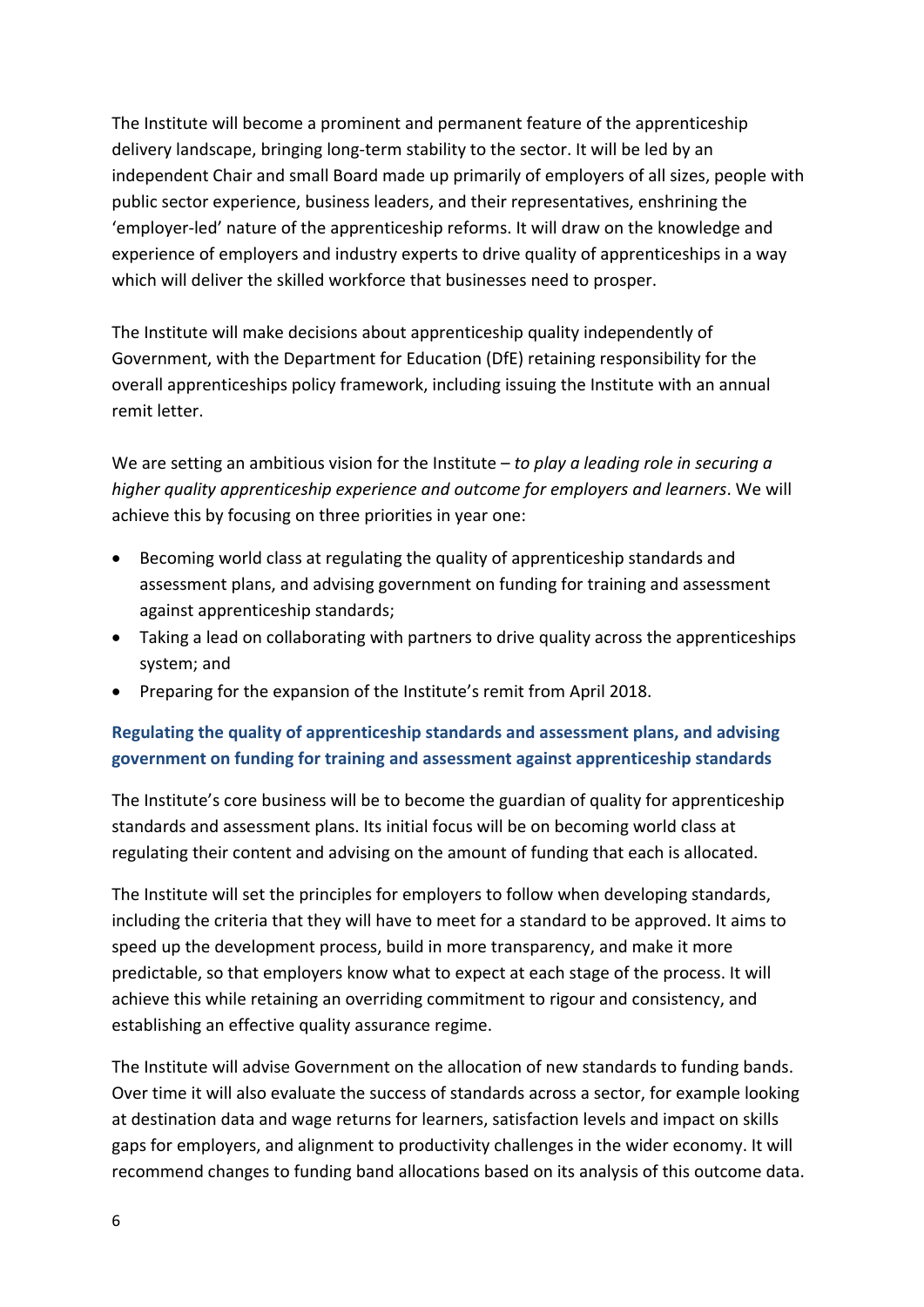The Institute will become a prominent and permanent feature of the apprenticeship delivery landscape, bringing long-term stability to the sector. It will be led by an independent Chair and small Board made up primarily of employers of all sizes, people with public sector experience, business leaders, and their representatives, enshrining the 'employer-led' nature of the apprenticeship reforms. It will draw on the knowledge and experience of employers and industry experts to drive quality of apprenticeships in a way which will deliver the skilled workforce that businesses need to prosper.

The Institute will make decisions about apprenticeship quality independently of Government, with the Department for Education (DfE) retaining responsibility for the overall apprenticeships policy framework, including issuing the Institute with an annual remit letter.

We are setting an ambitious vision for the Institute – *to play a leading role in securing a higher quality apprenticeship experience and outcome for employers and learners*. We will achieve this by focusing on three priorities in year one:

- Becoming world class at regulating the quality of apprenticeship standards and assessment plans, and advising government on funding for training and assessment against apprenticeship standards;
- Taking a lead on collaborating with partners to drive quality across the apprenticeships system; and
- Preparing for the expansion of the Institute's remit from April 2018.

### Regulating the quality of apprenticeship standards and assessment plans, and advising government on funding for training and assessment against apprenticeship standards

The Institute's core business will be to become the guardian of quality for apprenticeship standards and assessment plans. Its initial focus will be on becoming world class at regulating their content and advising on the amount of funding that each is allocated.

The Institute will set the principles for employers to follow when developing standards, including the criteria that they will have to meet for a standard to be approved. It aims to speed up the development process, build in more transparency, and make it more predictable, so that employers know what to expect at each stage of the process. It will achieve this while retaining an overriding commitment to rigour and consistency, and establishing an effective quality assurance regime.

The Institute will advise Government on the allocation of new standards to funding bands. Over time it will also evaluate the success of standards across a sector, for example looking at destination data and wage returns for learners, satisfaction levels and impact on skills gaps for employers, and alignment to productivity challenges in the wider economy. It will recommend changes to funding band allocations based on its analysis of this outcome data.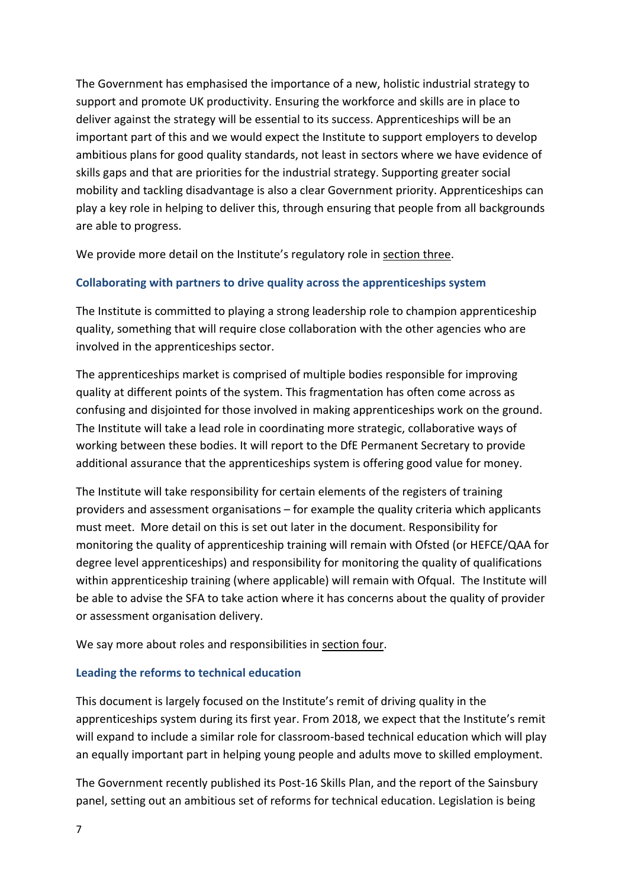The Government has emphasised the importance of a new, holistic industrial strategy to support and promote UK productivity. Ensuring the workforce and skills are in place to deliver against the strategy will be essential to its success. Apprenticeships will be an important part of this and we would expect the Institute to support employers to develop ambitious plans for good quality standards, not least in sectors where we have evidence of skills gaps and that are priorities for the industrial strategy. Supporting greater social mobility and tackling disadvantage is also a clear Government priority. Apprenticeships can play a key role in helping to deliver this, through ensuring that people from all backgrounds are able to progress.

We provide more detail on the Institute's regulatory role in section three.

### Collaborating with partners to drive quality across the apprenticeships system

The Institute is committed to playing a strong leadership role to champion apprenticeship quality, something that will require close collaboration with the other agencies who are involved in the apprenticeships sector.

The apprenticeships market is comprised of multiple bodies responsible for improving quality at different points of the system. This fragmentation has often come across as confusing and disjointed for those involved in making apprenticeships work on the ground. The Institute will take a lead role in coordinating more strategic, collaborative ways of working between these bodies. It will report to the DfE Permanent Secretary to provide additional assurance that the apprenticeships system is offering good value for money.

The Institute will take responsibility for certain elements of the registers of training providers and assessment organisations – for example the quality criteria which applicants must meet. More detail on this is set out later in the document. Responsibility for monitoring the quality of apprenticeship training will remain with Ofsted (or HEFCE/QAA for degree level apprenticeships) and responsibility for monitoring the quality of qualifications within apprenticeship training (where applicable) will remain with Ofqual. The Institute will be able to advise the SFA to take action where it has concerns about the quality of provider or assessment organisation delivery.

We say more about roles and responsibilities in section four.

### Leading the reforms to technical education

This document is largely focused on the Institute's remit of driving quality in the apprenticeships system during its first year. From 2018, we expect that the Institute's remit will expand to include a similar role for classroom-based technical education which will play an equally important part in helping young people and adults move to skilled employment.

The Government recently published its Post-16 Skills Plan, and the report of the Sainsbury panel, setting out an ambitious set of reforms for technical education. Legislation is being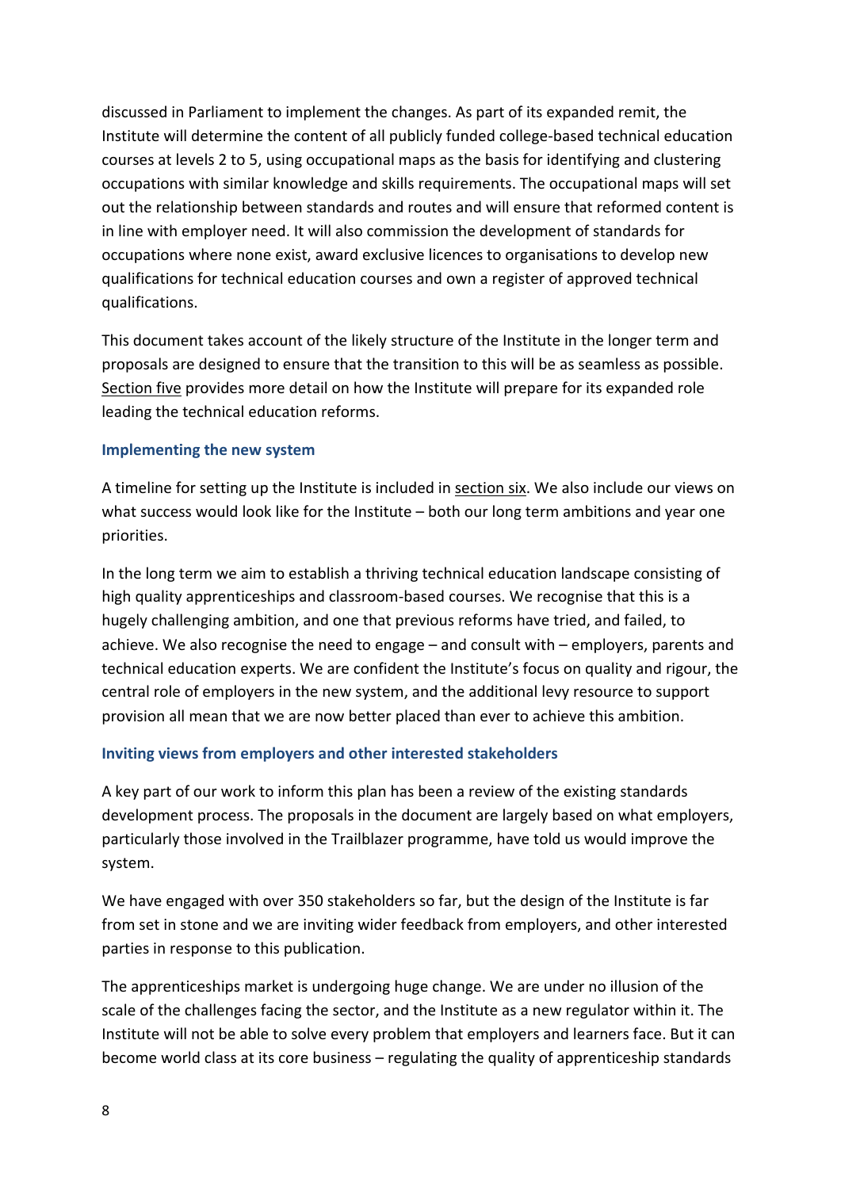discussed in Parliament to implement the changes. As part of its expanded remit, the Institute will determine the content of all publicly funded college-based technical education courses at levels 2 to 5, using occupational maps as the basis for identifying and clustering occupations with similar knowledge and skills requirements. The occupational maps will set out the relationship between standards and routes and will ensure that reformed content is in line with employer need. It will also commission the development of standards for occupations where none exist, award exclusive licences to organisations to develop new qualifications for technical education courses and own a register of approved technical qualifications.

This document takes account of the likely structure of the Institute in the longer term and proposals are designed to ensure that the transition to this will be as seamless as possible. Section five provides more detail on how the Institute will prepare for its expanded role leading the technical education reforms.

### Implementing the new system

A timeline for setting up the Institute is included in section six. We also include our views on what success would look like for the Institute – both our long term ambitions and year one priorities.

In the long term we aim to establish a thriving technical education landscape consisting of high quality apprenticeships and classroom-based courses. We recognise that this is a hugely challenging ambition, and one that previous reforms have tried, and failed, to achieve. We also recognise the need to engage – and consult with – employers, parents and technical education experts. We are confident the Institute's focus on quality and rigour, the central role of employers in the new system, and the additional levy resource to support provision all mean that we are now better placed than ever to achieve this ambition.

### Inviting views from employers and other interested stakeholders

A key part of our work to inform this plan has been a review of the existing standards development process. The proposals in the document are largely based on what employers, particularly those involved in the Trailblazer programme, have told us would improve the system.

We have engaged with over 350 stakeholders so far, but the design of the Institute is far from set in stone and we are inviting wider feedback from employers, and other interested parties in response to this publication.

The apprenticeships market is undergoing huge change. We are under no illusion of the scale of the challenges facing the sector, and the Institute as a new regulator within it. The Institute will not be able to solve every problem that employers and learners face. But it can become world class at its core business – regulating the quality of apprenticeship standards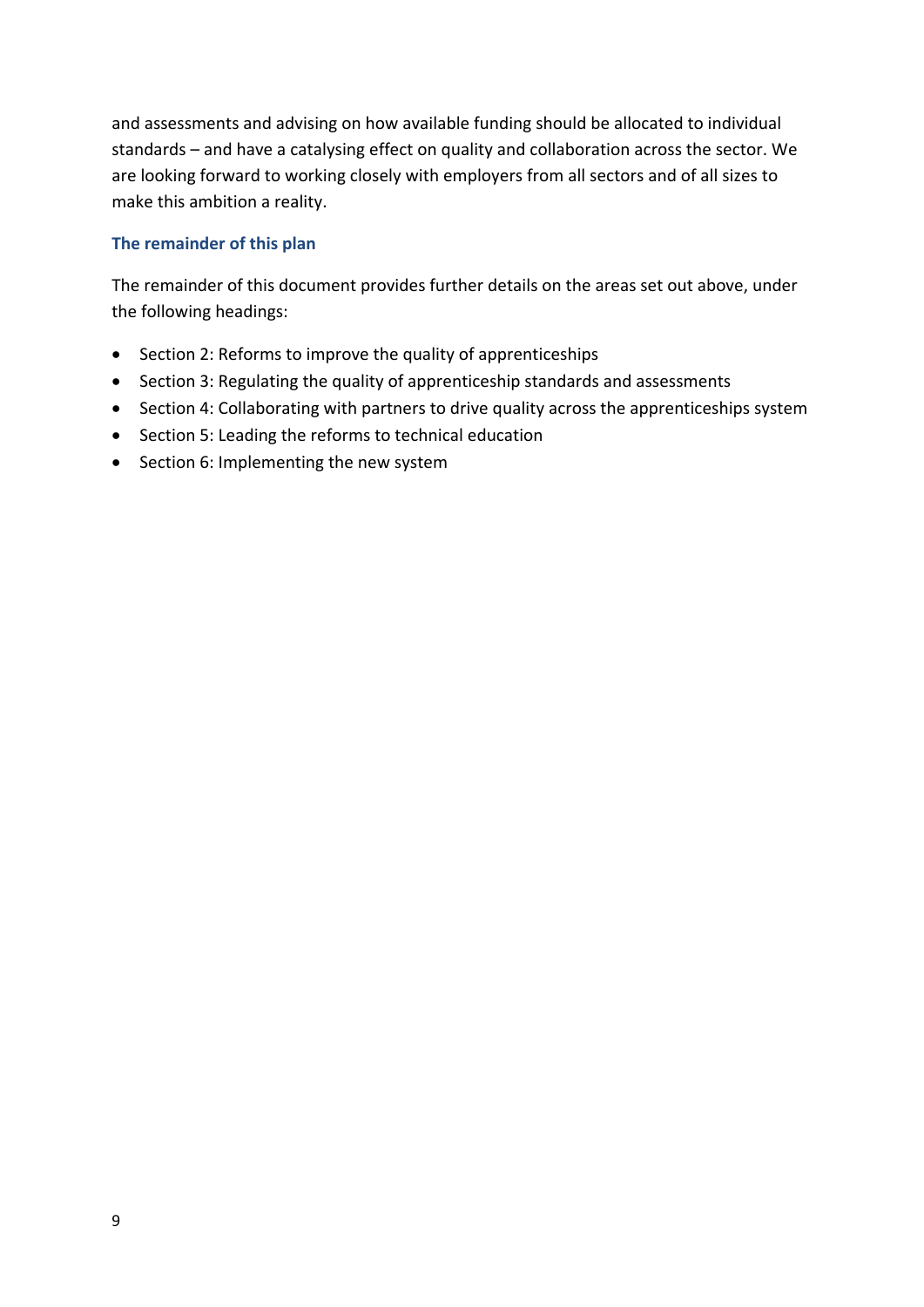and assessments and advising on how available funding should be allocated to individual standards – and have a catalysing effect on quality and collaboration across the sector. We are looking forward to working closely with employers from all sectors and of all sizes to make this ambition a reality.

### The remainder of this plan

The remainder of this document provides further details on the areas set out above, under the following headings:

- Section 2: Reforms to improve the quality of apprenticeships
- Section 3: Regulating the quality of apprenticeship standards and assessments
- Section 4: Collaborating with partners to drive quality across the apprenticeships system
- Section 5: Leading the reforms to technical education
- Section 6: Implementing the new system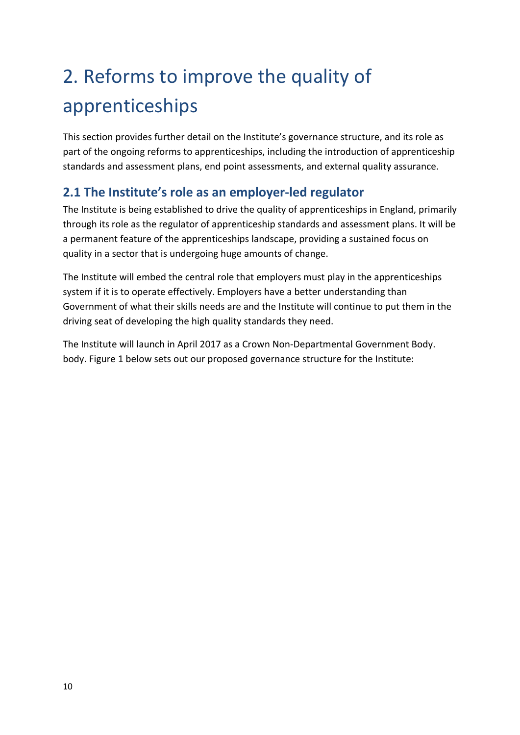# 2. Reforms to improve the quality of apprenticeships

This section provides further detail on the Institute's governance structure, and its role as part of the ongoing reforms to apprenticeships, including the introduction of apprenticeship standards and assessment plans, end point assessments, and external quality assurance.

## 2.1 The Institute's role as an employer-led regulator

The Institute is being established to drive the quality of apprenticeships in England, primarily through its role as the regulator of apprenticeship standards and assessment plans. It will be a permanent feature of the apprenticeships landscape, providing a sustained focus on quality in a sector that is undergoing huge amounts of change.

The Institute will embed the central role that employers must play in the apprenticeships system if it is to operate effectively. Employers have a better understanding than Government of what their skills needs are and the Institute will continue to put them in the driving seat of developing the high quality standards they need.

The Institute will launch in April 2017 as a Crown Non-Departmental Government Body. body. Figure 1 below sets out our proposed governance structure for the Institute: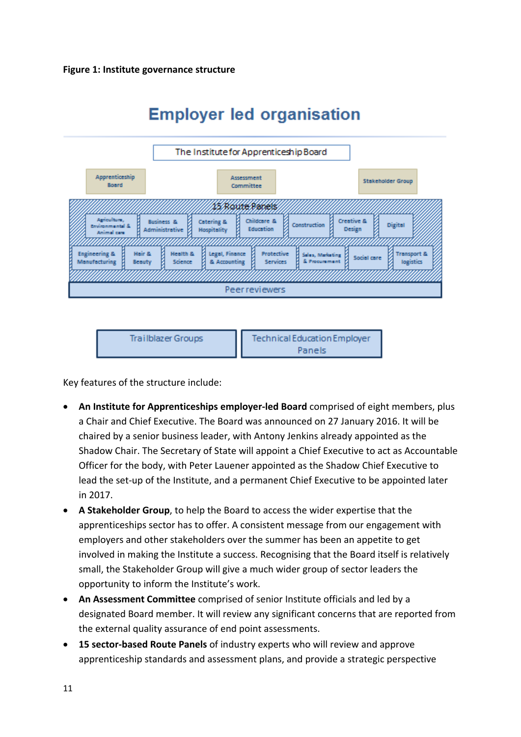**Figure 1: Institute governance structure**

Employer led organisation

The Institute for Apprenticeship Board

Apprenticeship Board

Assessment Committee

Stakeholder Group

15 Route Panels

Agriculture, Environmental & Animal care | Business & Administrative | Catering & Hospitality | Childcare & Education | Construction | Creative & Design | Digital

Engineering & Manufacturing | Hair & Beauty | Health & Science | Legal, Finance & Accounting | Protective Services | Sales, Marketing & Procurement | Social care | Transport & logistics

Peer reviewers

Trailblazer Groups

Technical Education Employer Panels

Key features of the structure include:

- **An Institute for Apprenticeships employer-led Board** comprised of eight members, plus a Chair and Chief Executive. The Board was announced on 27 January 2016. It will be chaired by a senior business leader, with Antony Jenkins already appointed as the Shadow Chair. The Secretary of State will appoint a Chief Executive to act as Accountable Officer for the body, with Peter Lauener appointed as the Shadow Chief Executive to lead the set-up of the Institute, and a permanent Chief Executive to be appointed later in 2017.
- **A Stakeholder Group**, to help the Board to access the wider expertise that the apprenticeships sector has to offer. A consistent message from our engagement with employers and other stakeholders over the summer has been an appetite to get involved in making the Institute a success. Recognising that the Board itself is relatively small, the Stakeholder Group will give a much wider group of sector leaders the opportunity to inform the Institute's work.
- **An Assessment Committee** comprised of senior Institute officials and led by a designated Board member. It will review any significant concerns that are reported from the external quality assurance of end point assessments.
- **15 sector-based Route Panels** of industry experts who will review and approve apprenticeship standards and assessment plans, and provide a strategic perspective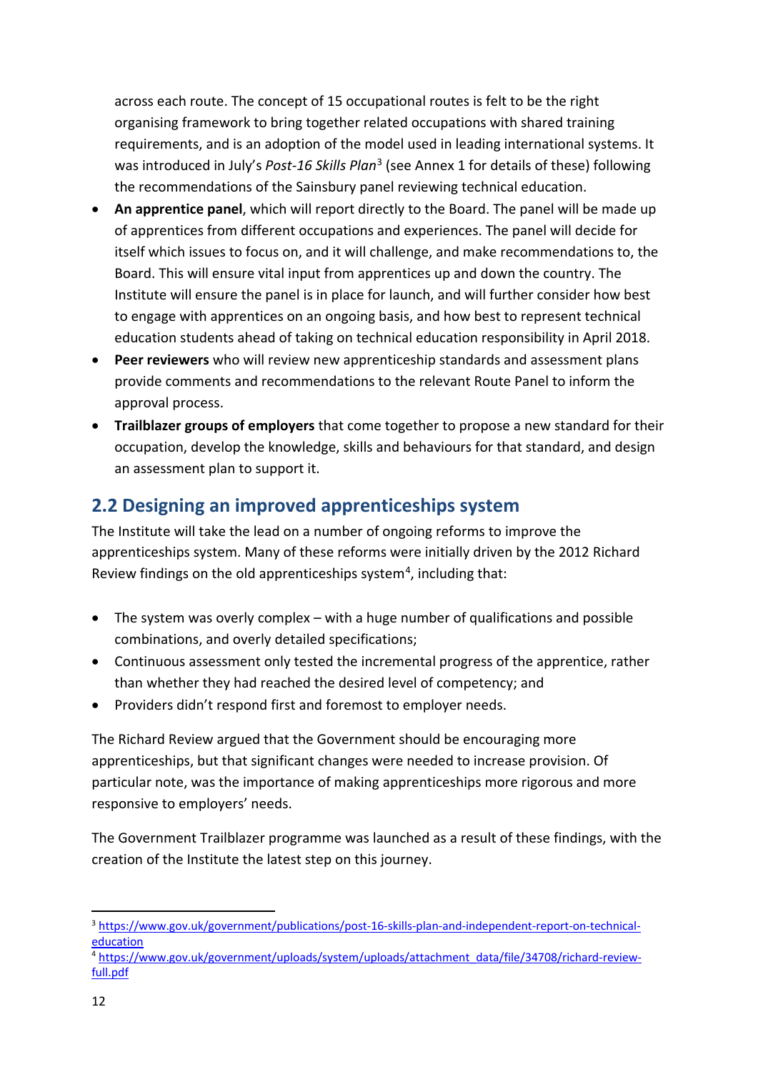across each route. The concept of 15 occupational routes is felt to be the right organising framework to bring together related occupations with shared training requirements, and is an adoption of the model used in leading international systems. It was introduced in July's *Post-16 Skills Plan*[3] (see Annex 1 for details of these) following the recommendations of the Sainsbury panel reviewing technical education.

- **An apprentice panel**, which will report directly to the Board. The panel will be made up of apprentices from different occupations and experiences. The panel will decide for itself which issues to focus on, and it will challenge, and make recommendations to, the Board. This will ensure vital input from apprentices up and down the country. The Institute will ensure the panel is in place for launch, and will further consider how best to engage with apprentices on an ongoing basis, and how best to represent technical education students ahead of taking on technical education responsibility in April 2018.
- **Peer reviewers** who will review new apprenticeship standards and assessment plans provide comments and recommendations to the relevant Route Panel to inform the approval process.
- **Trailblazer groups of employers** that come together to propose a new standard for their occupation, develop the knowledge, skills and behaviours for that standard, and design an assessment plan to support it.

## 2.2 Designing an improved apprenticeships system

The Institute will take the lead on a number of ongoing reforms to improve the apprenticeships system. Many of these reforms were initially driven by the 2012 Richard Review findings on the old apprenticeships system[4], including that:

- The system was overly complex – with a huge number of qualifications and possible combinations, and overly detailed specifications;
- Continuous assessment only tested the incremental progress of the apprentice, rather than whether they had reached the desired level of competency; and
- Providers didn't respond first and foremost to employer needs.

The Richard Review argued that the Government should be encouraging more apprenticeships, but that significant changes were needed to increase provision. Of particular note, was the importance of making apprenticeships more rigorous and more responsive to employers' needs.

The Government Trailblazer programme was launched as a result of these findings, with the creation of the Institute the latest step on this journey.

---

[3] https://www.gov.uk/government/publications/post-16-skills-plan-and-independent-report-on-technical-education

[4] https://www.gov.uk/government/uploads/system/uploads/attachment_data/file/34708/richard-review-full.pdf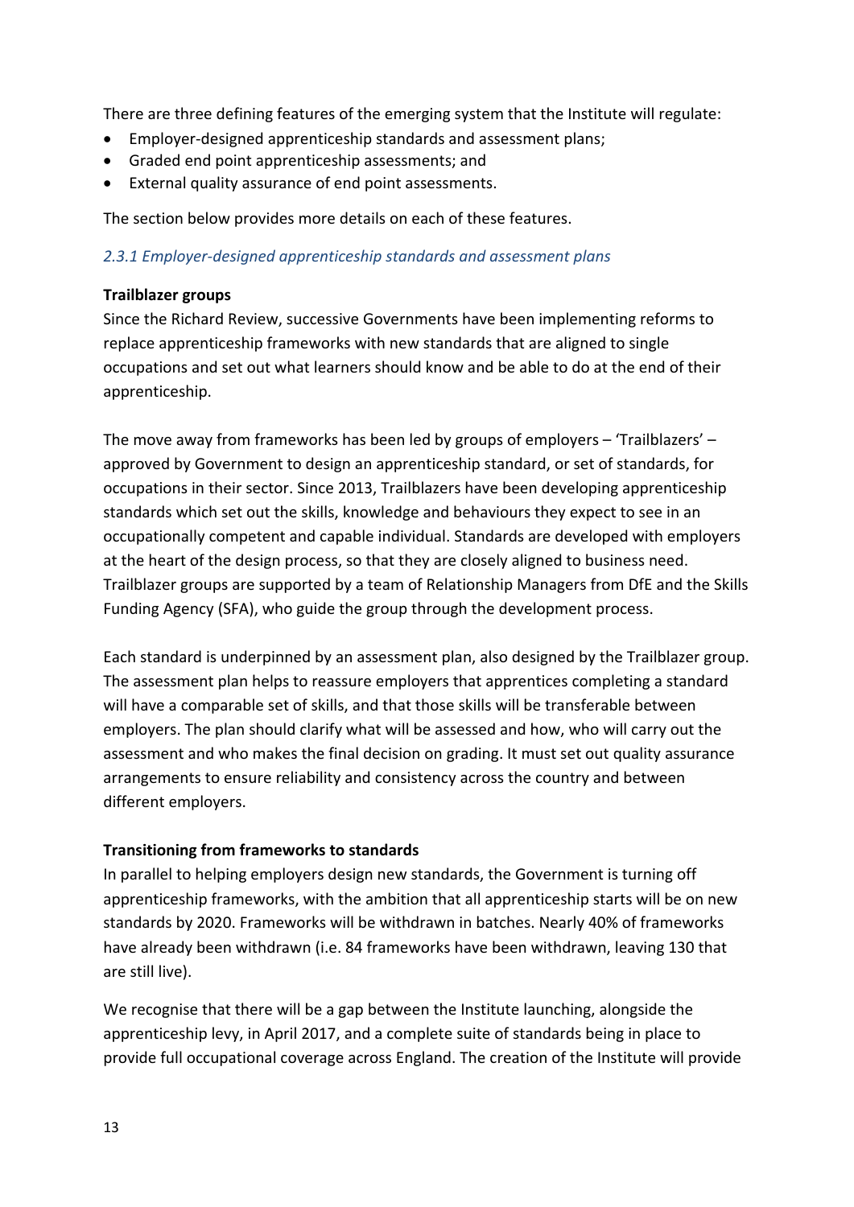There are three defining features of the emerging system that the Institute will regulate:

- Employer-designed apprenticeship standards and assessment plans;
- Graded end point apprenticeship assessments; and
- External quality assurance of end point assessments.

The section below provides more details on each of these features.

### *2.3.1 Employer-designed apprenticeship standards and assessment plans*

**Trailblazer groups**

Since the Richard Review, successive Governments have been implementing reforms to replace apprenticeship frameworks with new standards that are aligned to single occupations and set out what learners should know and be able to do at the end of their apprenticeship.

The move away from frameworks has been led by groups of employers – 'Trailblazers' – approved by Government to design an apprenticeship standard, or set of standards, for occupations in their sector. Since 2013, Trailblazers have been developing apprenticeship standards which set out the skills, knowledge and behaviours they expect to see in an occupationally competent and capable individual. Standards are developed with employers at the heart of the design process, so that they are closely aligned to business need. Trailblazer groups are supported by a team of Relationship Managers from DfE and the Skills Funding Agency (SFA), who guide the group through the development process.

Each standard is underpinned by an assessment plan, also designed by the Trailblazer group. The assessment plan helps to reassure employers that apprentices completing a standard will have a comparable set of skills, and that those skills will be transferable between employers. The plan should clarify what will be assessed and how, who will carry out the assessment and who makes the final decision on grading. It must set out quality assurance arrangements to ensure reliability and consistency across the country and between different employers.

**Transitioning from frameworks to standards**

In parallel to helping employers design new standards, the Government is turning off apprenticeship frameworks, with the ambition that all apprenticeship starts will be on new standards by 2020. Frameworks will be withdrawn in batches. Nearly 40% of frameworks have already been withdrawn (i.e. 84 frameworks have been withdrawn, leaving 130 that are still live).

We recognise that there will be a gap between the Institute launching, alongside the apprenticeship levy, in April 2017, and a complete suite of standards being in place to provide full occupational coverage across England. The creation of the Institute will provide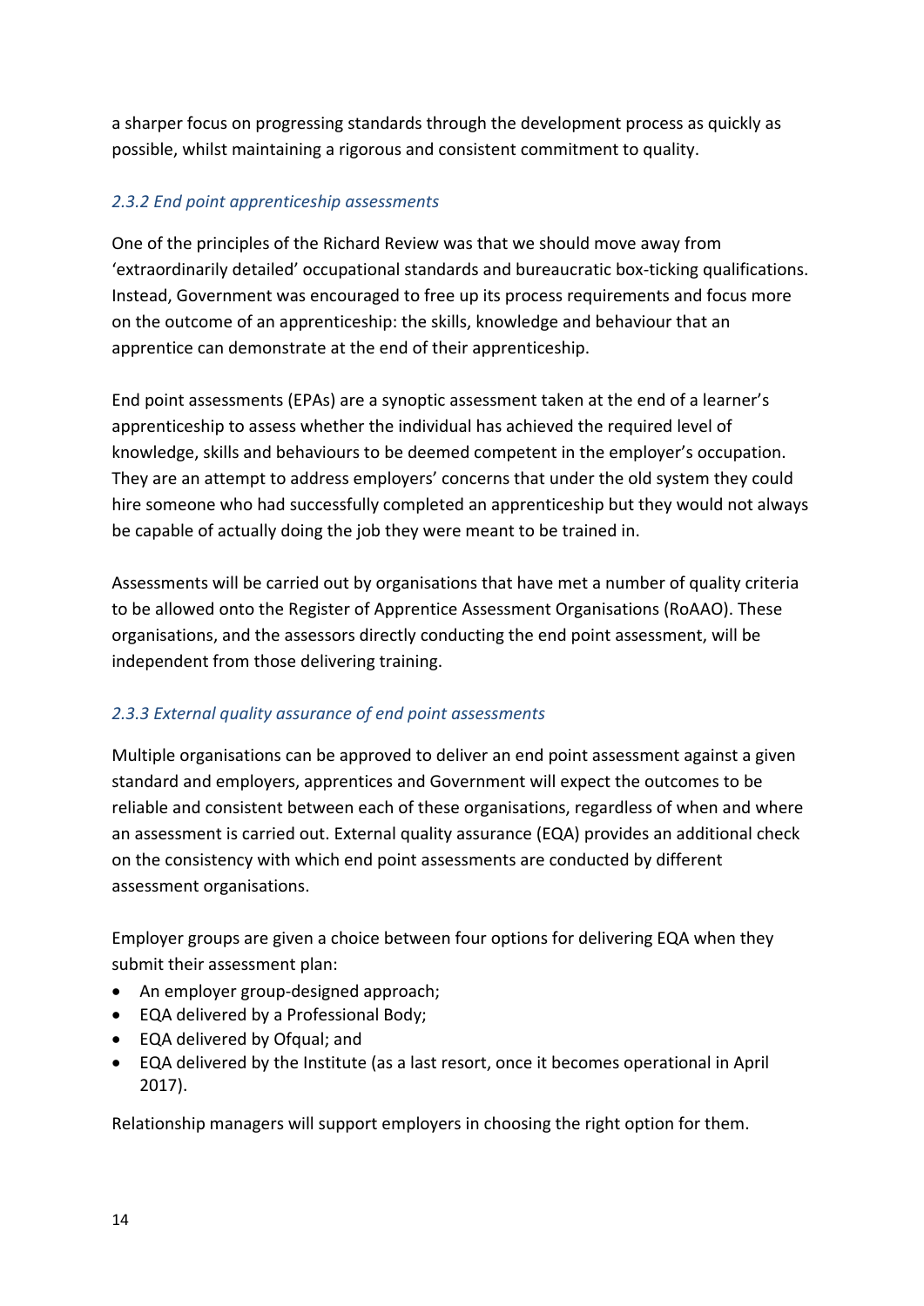a sharper focus on progressing standards through the development process as quickly as possible, whilst maintaining a rigorous and consistent commitment to quality.

### *2.3.2 End point apprenticeship assessments*

One of the principles of the Richard Review was that we should move away from 'extraordinarily detailed' occupational standards and bureaucratic box-ticking qualifications. Instead, Government was encouraged to free up its process requirements and focus more on the outcome of an apprenticeship: the skills, knowledge and behaviour that an apprentice can demonstrate at the end of their apprenticeship.

End point assessments (EPAs) are a synoptic assessment taken at the end of a learner's apprenticeship to assess whether the individual has achieved the required level of knowledge, skills and behaviours to be deemed competent in the employer's occupation. They are an attempt to address employers' concerns that under the old system they could hire someone who had successfully completed an apprenticeship but they would not always be capable of actually doing the job they were meant to be trained in.

Assessments will be carried out by organisations that have met a number of quality criteria to be allowed onto the Register of Apprentice Assessment Organisations (RoAAO). These organisations, and the assessors directly conducting the end point assessment, will be independent from those delivering training.

### *2.3.3 External quality assurance of end point assessments*

Multiple organisations can be approved to deliver an end point assessment against a given standard and employers, apprentices and Government will expect the outcomes to be reliable and consistent between each of these organisations, regardless of when and where an assessment is carried out. External quality assurance (EQA) provides an additional check on the consistency with which end point assessments are conducted by different assessment organisations.

Employer groups are given a choice between four options for delivering EQA when they submit their assessment plan:

- An employer group-designed approach;
- EQA delivered by a Professional Body;
- EQA delivered by Ofqual; and
- EQA delivered by the Institute (as a last resort, once it becomes operational in April 2017).

Relationship managers will support employers in choosing the right option for them.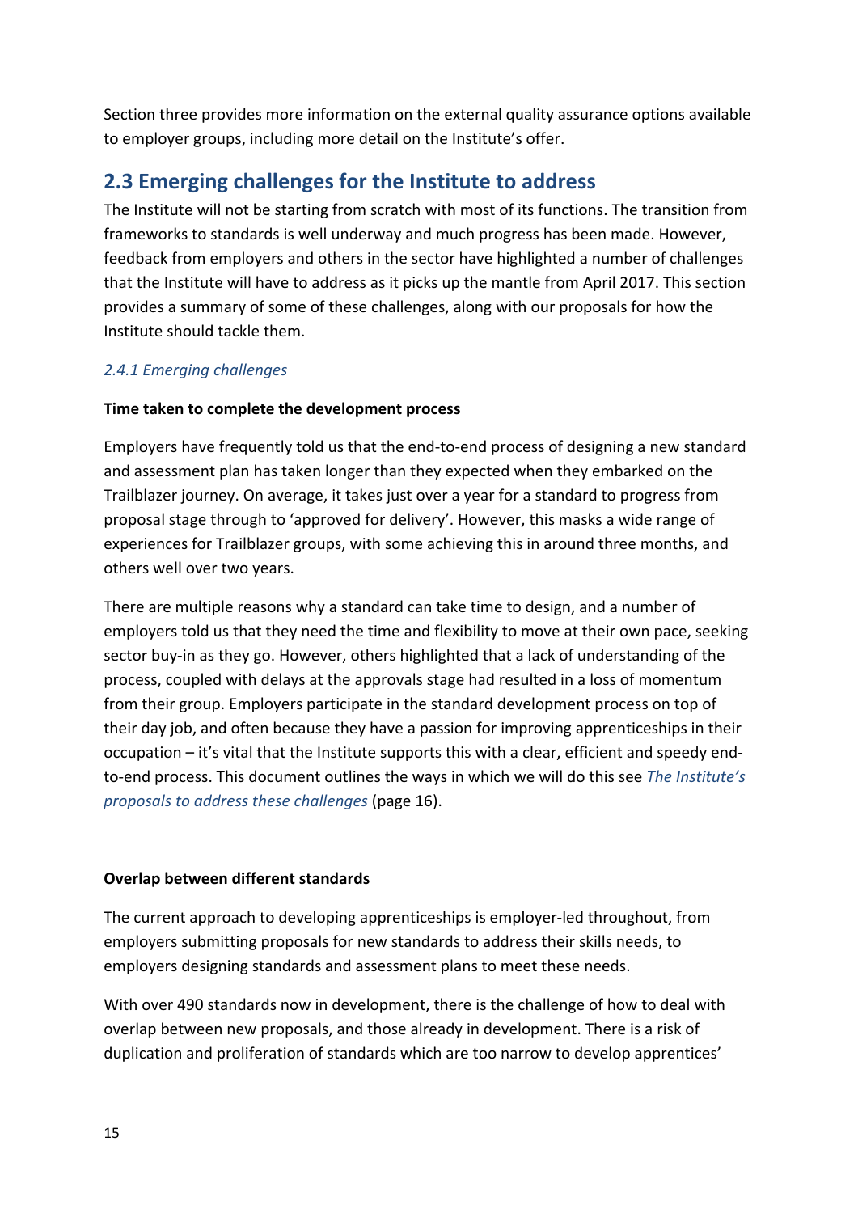Section three provides more information on the external quality assurance options available to employer groups, including more detail on the Institute's offer.

## 2.3 Emerging challenges for the Institute to address

The Institute will not be starting from scratch with most of its functions. The transition from frameworks to standards is well underway and much progress has been made. However, feedback from employers and others in the sector have highlighted a number of challenges that the Institute will have to address as it picks up the mantle from April 2017. This section provides a summary of some of these challenges, along with our proposals for how the Institute should tackle them.

### *2.4.1 Emerging challenges*

**Time taken to complete the development process**

Employers have frequently told us that the end-to-end process of designing a new standard and assessment plan has taken longer than they expected when they embarked on the Trailblazer journey. On average, it takes just over a year for a standard to progress from proposal stage through to 'approved for delivery'. However, this masks a wide range of experiences for Trailblazer groups, with some achieving this in around three months, and others well over two years.

There are multiple reasons why a standard can take time to design, and a number of employers told us that they need the time and flexibility to move at their own pace, seeking sector buy-in as they go. However, others highlighted that a lack of understanding of the process, coupled with delays at the approvals stage had resulted in a loss of momentum from their group. Employers participate in the standard development process on top of their day job, and often because they have a passion for improving apprenticeships in their occupation – it's vital that the Institute supports this with a clear, efficient and speedy end-to-end process. This document outlines the ways in which we will do this see *The Institute's proposals to address these challenges* (page 16).

**Overlap between different standards**

The current approach to developing apprenticeships is employer-led throughout, from employers submitting proposals for new standards to address their skills needs, to employers designing standards and assessment plans to meet these needs.

With over 490 standards now in development, there is the challenge of how to deal with overlap between new proposals, and those already in development. There is a risk of duplication and proliferation of standards which are too narrow to develop apprentices'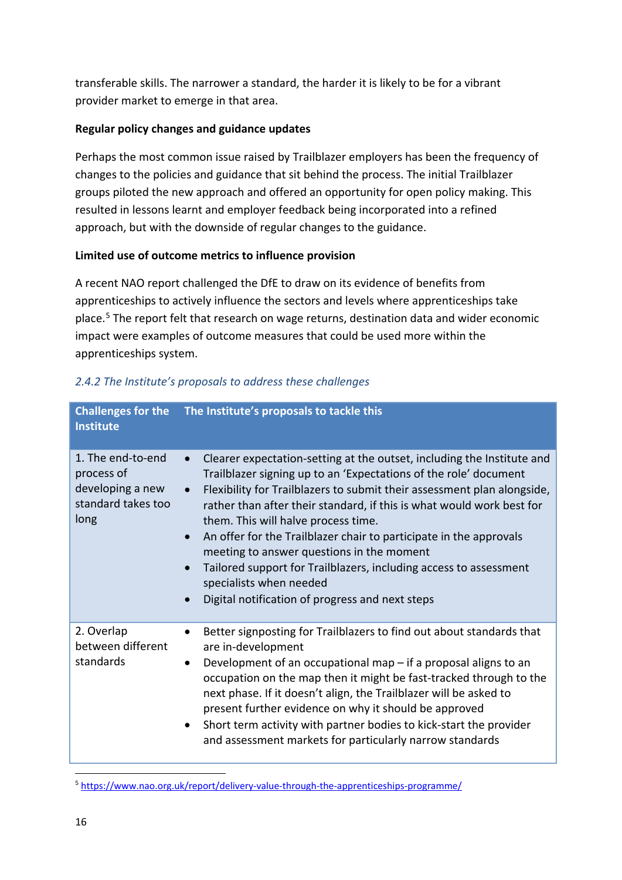transferable skills. The narrower a standard, the harder it is likely to be for a vibrant provider market to emerge in that area.

**Regular policy changes and guidance updates**

Perhaps the most common issue raised by Trailblazer employers has been the frequency of changes to the policies and guidance that sit behind the process. The initial Trailblazer groups piloted the new approach and offered an opportunity for open policy making. This resulted in lessons learnt and employer feedback being incorporated into a refined approach, but with the downside of regular changes to the guidance.

**Limited use of outcome metrics to influence provision**

A recent NAO report challenged the DfE to draw on its evidence of benefits from apprenticeships to actively influence the sectors and levels where apprenticeships take place.[5] The report felt that research on wage returns, destination data and wider economic impact were examples of outcome measures that could be used more within the apprenticeships system.

#### *2.4.2 The Institute's proposals to address these challenges*

| Challenges for the Institute | The Institute's proposals to tackle this |
| --- | --- |
| 1. The end-to-end process of developing a new standard takes too long | • Clearer expectation-setting at the outset, including the Institute and Trailblazer signing up to an 'Expectations of the role' document<br>• Flexibility for Trailblazers to submit their assessment plan alongside, rather than after their standard, if this is what would work best for them. This will halve process time.<br>• An offer for the Trailblazer chair to participate in the approvals meeting to answer questions in the moment<br>• Tailored support for Trailblazers, including access to assessment specialists when needed<br>• Digital notification of progress and next steps |
| 2. Overlap between different standards | • Better signposting for Trailblazers to find out about standards that are in-development<br>• Development of an occupational map – if a proposal aligns to an occupation on the map then it might be fast-tracked through to the next phase. If it doesn't align, the Trailblazer will be asked to present further evidence on why it should be approved<br>• Short term activity with partner bodies to kick-start the provider and assessment markets for particularly narrow standards |

[5] https://www.nao.org.uk/report/delivery-value-through-the-apprenticeships-programme/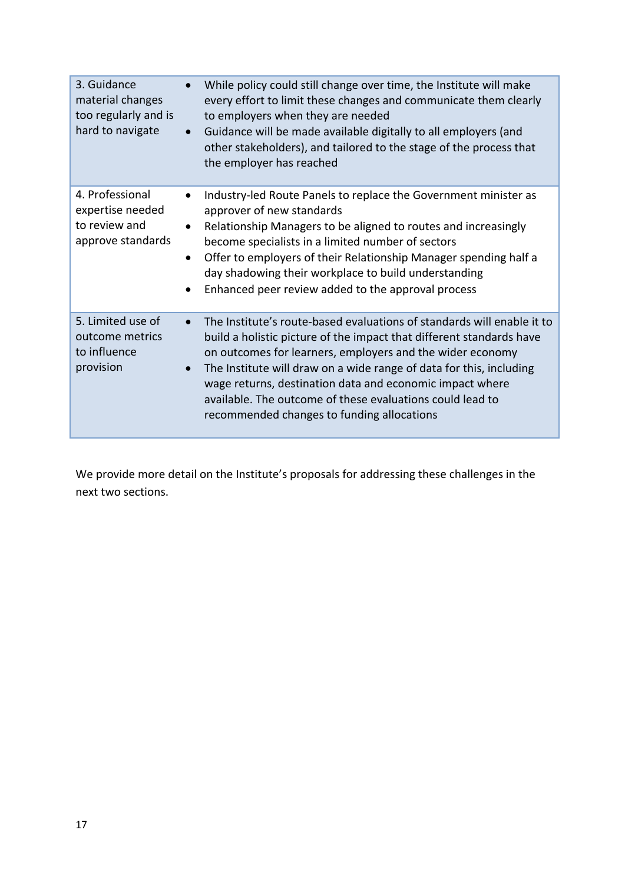| | |
|---|---|
| 3. Guidance material changes too regularly and is hard to navigate | • While policy could still change over time, the Institute will make every effort to limit these changes and communicate them clearly to employers when they are needed<br>• Guidance will be made available digitally to all employers (and other stakeholders), and tailored to the stage of the process that the employer has reached |
| 4. Professional expertise needed to review and approve standards | • Industry-led Route Panels to replace the Government minister as approver of new standards<br>• Relationship Managers to be aligned to routes and increasingly become specialists in a limited number of sectors<br>• Offer to employers of their Relationship Manager spending half a day shadowing their workplace to build understanding<br>• Enhanced peer review added to the approval process |
| 5. Limited use of outcome metrics to influence provision | • The Institute's route-based evaluations of standards will enable it to build a holistic picture of the impact that different standards have on outcomes for learners, employers and the wider economy<br>• The Institute will draw on a wide range of data for this, including wage returns, destination data and economic impact where available. The outcome of these evaluations could lead to recommended changes to funding allocations |

We provide more detail on the Institute's proposals for addressing these challenges in the next two sections.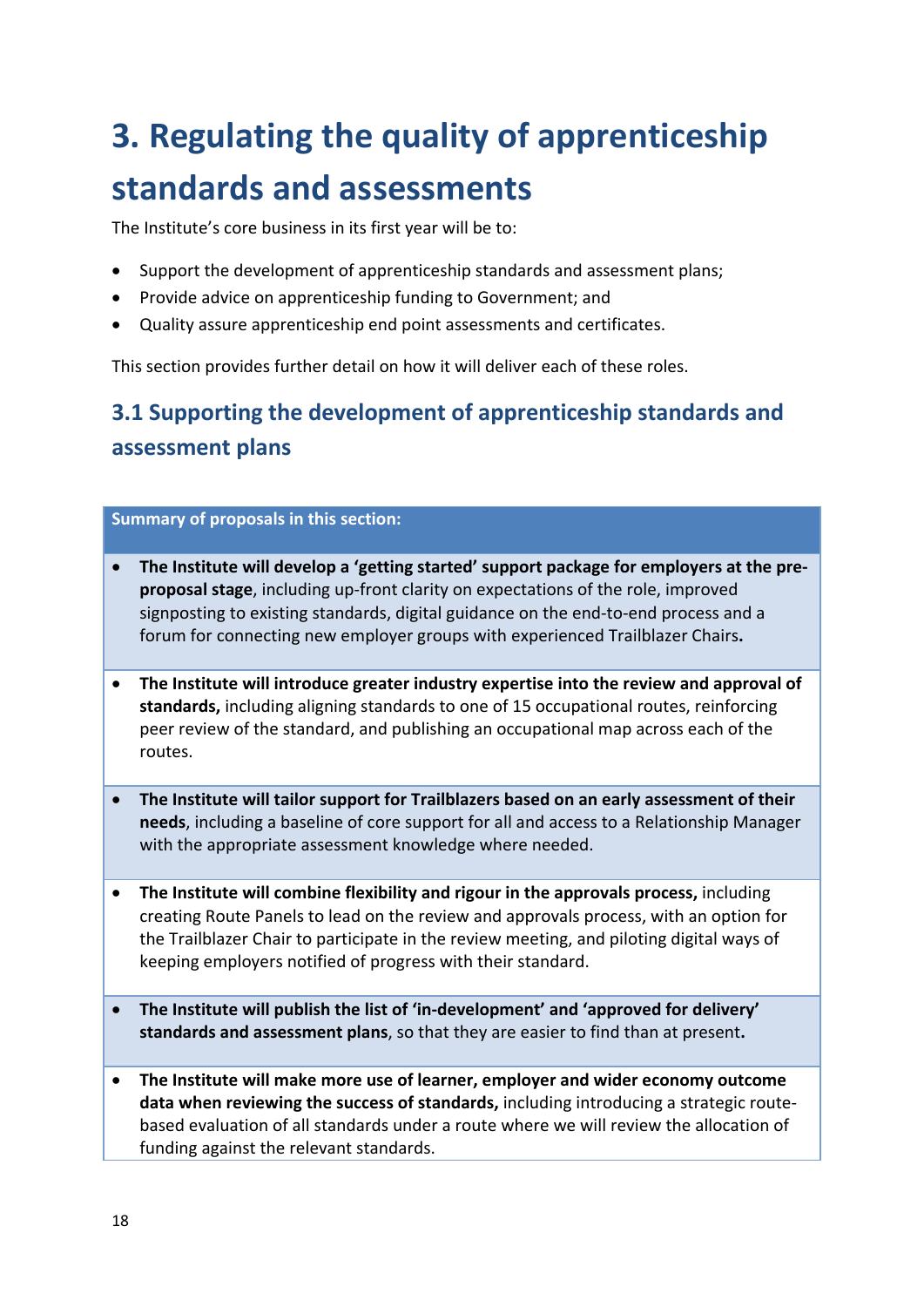# 3. Regulating the quality of apprenticeship standards and assessments

The Institute's core business in its first year will be to:

- Support the development of apprenticeship standards and assessment plans;
- Provide advice on apprenticeship funding to Government; and
- Quality assure apprenticeship end point assessments and certificates.

This section provides further detail on how it will deliver each of these roles.

## 3.1 Supporting the development of apprenticeship standards and assessment plans

| Summary of proposals in this section: |
| --- |
| • **The Institute will develop a 'getting started' support package for employers at the pre-proposal stage**, including up-front clarity on expectations of the role, improved signposting to existing standards, digital guidance on the end-to-end process and a forum for connecting new employer groups with experienced Trailblazer Chairs**.** |
| • **The Institute will introduce greater industry expertise into the review and approval of standards,** including aligning standards to one of 15 occupational routes, reinforcing peer review of the standard, and publishing an occupational map across each of the routes. |
| • **The Institute will tailor support for Trailblazers based on an early assessment of their needs**, including a baseline of core support for all and access to a Relationship Manager with the appropriate assessment knowledge where needed. |
| • **The Institute will combine flexibility and rigour in the approvals process,** including creating Route Panels to lead on the review and approvals process, with an option for the Trailblazer Chair to participate in the review meeting, and piloting digital ways of keeping employers notified of progress with their standard. |
| • **The Institute will publish the list of 'in-development' and 'approved for delivery' standards and assessment plans**, so that they are easier to find than at present**.** |
| • **The Institute will make more use of learner, employer and wider economy outcome data when reviewing the success of standards,** including introducing a strategic route-based evaluation of all standards under a route where we will review the allocation of funding against the relevant standards. |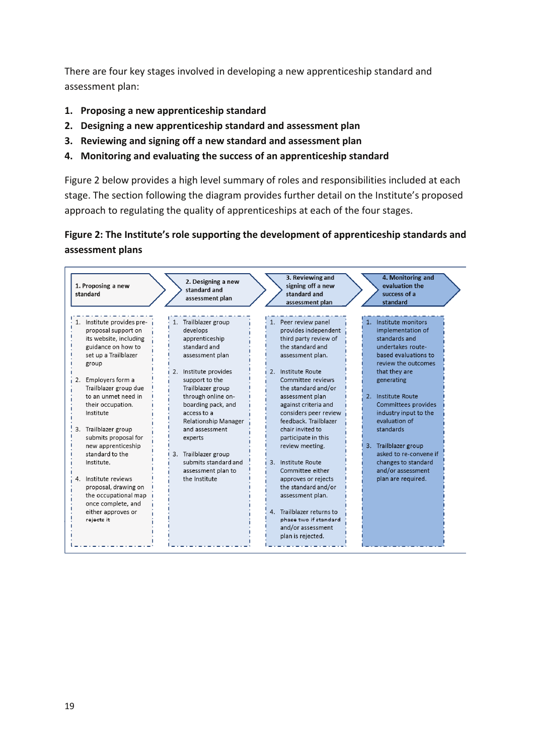There are four key stages involved in developing a new apprenticeship standard and assessment plan:

1. **Proposing a new apprenticeship standard**
2. **Designing a new apprenticeship standard and assessment plan**
3. **Reviewing and signing off a new standard and assessment plan**
4. **Monitoring and evaluating the success of an apprenticeship standard**

Figure 2 below provides a high level summary of roles and responsibilities included at each stage. The section following the diagram provides further detail on the Institute's proposed approach to regulating the quality of apprenticeships at each of the four stages.

**Figure 2: The Institute's role supporting the development of apprenticeship standards and assessment plans**

| 1. Proposing a new standard | 2. Designing a new standard and assessment plan | 3. Reviewing and signing off a new standard and assessment plan | 4. Monitoring and evaluation the success of a standard |
|---|---|---|---|
| 1. Institute provides pre-proposal support on its website, including guidance on how to set up a Trailblazer group | 1. Trailblazer group develops apprenticeship standard and assessment plan | 1. Peer review panel provides independent third party review of the standard and assessment plan. | 1. Institute monitors implementation of standards and undertakes route-based evaluations to review the outcomes that they are generating |
| 2. Employers form a Trailblazer group due to an unmet need in their occupation. Institute | 2. Institute provides support to the Trailblazer group through online on-boarding pack, and access to a Relationship Manager and assessment experts | 2. Institute Route Committee reviews the standard and/or assessment plan against criteria and considers peer review feedback. Trailblazer chair invited to participate in this review meeting. | 2. Institute Route Committees provides industry input to the evaluation of standards |
| 3. Trailblazer group submits proposal for new apprenticeship standard to the Institute. | 3. Trailblazer group submits standard and assessment plan to the Institute | 3. Institute Route Committee either approves or rejects the standard and/or assessment plan. | 3. Trailblazer group asked to re-convene if changes to standard and/or assessment plan are required. |
| 4. Institute reviews proposal, drawing on the occupational map once complete, and either approves or rejects it | | 4. Trailblazer returns to phase two if standard and/or assessment plan is rejected. | |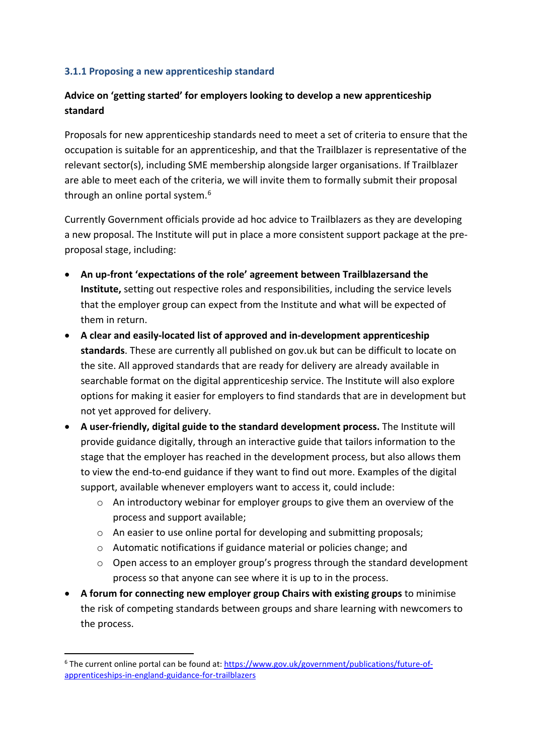### 3.1.1 Proposing a new apprenticeship standard

**Advice on 'getting started' for employers looking to develop a new apprenticeship standard**

Proposals for new apprenticeship standards need to meet a set of criteria to ensure that the occupation is suitable for an apprenticeship, and that the Trailblazer is representative of the relevant sector(s), including SME membership alongside larger organisations. If Trailblazer are able to meet each of the criteria, we will invite them to formally submit their proposal through an online portal system.[6]

Currently Government officials provide ad hoc advice to Trailblazers as they are developing a new proposal. The Institute will put in place a more consistent support package at the pre-proposal stage, including:

- **An up-front 'expectations of the role' agreement between Trailblazersand the Institute,** setting out respective roles and responsibilities, including the service levels that the employer group can expect from the Institute and what will be expected of them in return.
- **A clear and easily-located list of approved and in-development apprenticeship standards**. These are currently all published on gov.uk but can be difficult to locate on the site. All approved standards that are ready for delivery are already available in searchable format on the digital apprenticeship service. The Institute will also explore options for making it easier for employers to find standards that are in development but not yet approved for delivery.
- **A user-friendly, digital guide to the standard development process.** The Institute will provide guidance digitally, through an interactive guide that tailors information to the stage that the employer has reached in the development process, but also allows them to view the end-to-end guidance if they want to find out more. Examples of the digital support, available whenever employers want to access it, could include:
  - An introductory webinar for employer groups to give them an overview of the process and support available;
  - An easier to use online portal for developing and submitting proposals;
  - Automatic notifications if guidance material or policies change; and
  - Open access to an employer group's progress through the standard development process so that anyone can see where it is up to in the process.
- **A forum for connecting new employer group Chairs with existing groups** to minimise the risk of competing standards between groups and share learning with newcomers to the process.

---

[6] The current online portal can be found at: https://www.gov.uk/government/publications/future-of-apprenticeships-in-england-guidance-for-trailblazers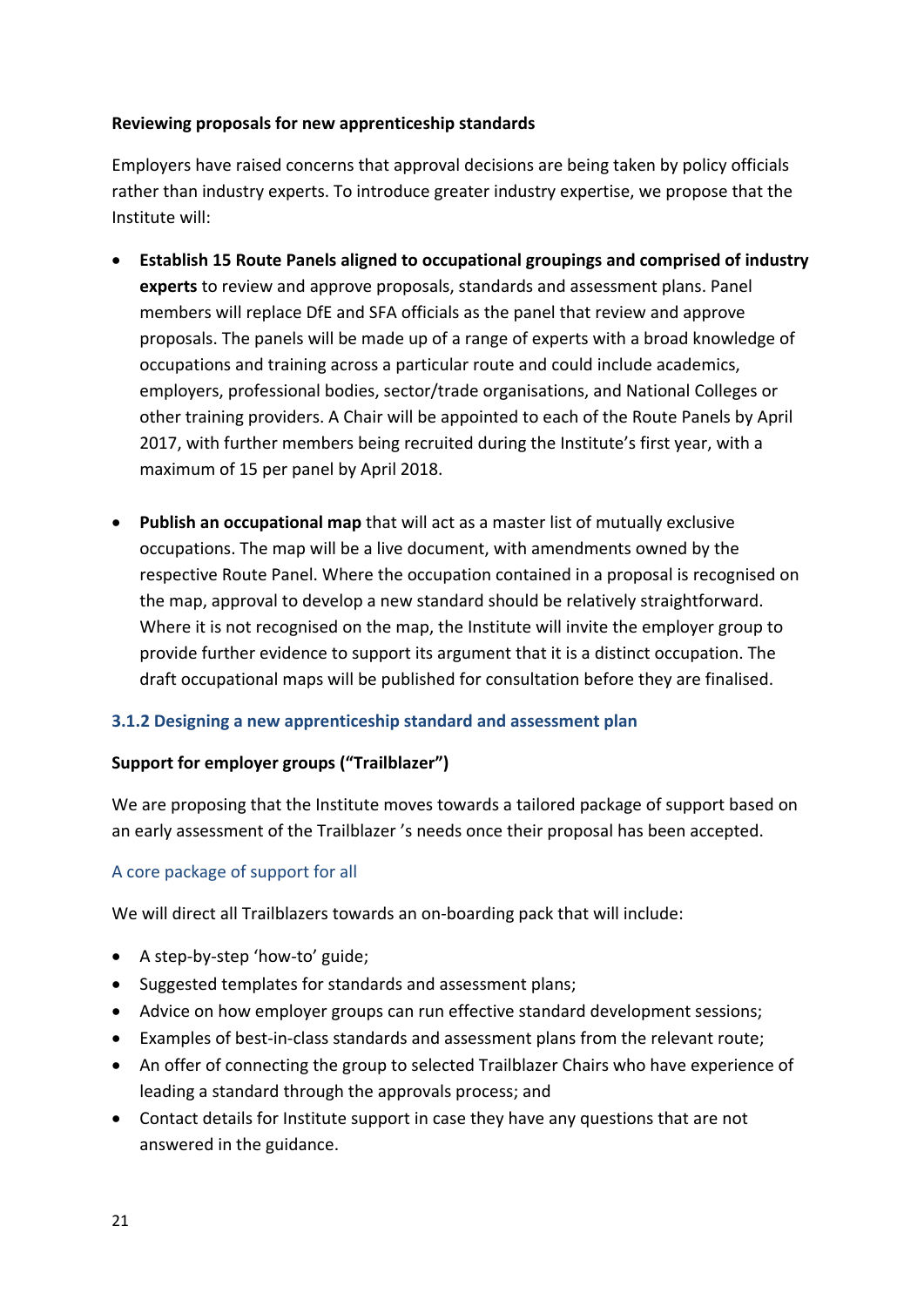**Reviewing proposals for new apprenticeship standards**

Employers have raised concerns that approval decisions are being taken by policy officials rather than industry experts. To introduce greater industry expertise, we propose that the Institute will:

- **Establish 15 Route Panels aligned to occupational groupings and comprised of industry experts** to review and approve proposals, standards and assessment plans. Panel members will replace DfE and SFA officials as the panel that review and approve proposals. The panels will be made up of a range of experts with a broad knowledge of occupations and training across a particular route and could include academics, employers, professional bodies, sector/trade organisations, and National Colleges or other training providers. A Chair will be appointed to each of the Route Panels by April 2017, with further members being recruited during the Institute's first year, with a maximum of 15 per panel by April 2018.

- **Publish an occupational map** that will act as a master list of mutually exclusive occupations. The map will be a live document, with amendments owned by the respective Route Panel. Where the occupation contained in a proposal is recognised on the map, approval to develop a new standard should be relatively straightforward. Where it is not recognised on the map, the Institute will invite the employer group to provide further evidence to support its argument that it is a distinct occupation. The draft occupational maps will be published for consultation before they are finalised.

### 3.1.2 Designing a new apprenticeship standard and assessment plan

**Support for employer groups ("Trailblazer")**

We are proposing that the Institute moves towards a tailored package of support based on an early assessment of the Trailblazer 's needs once their proposal has been accepted.

#### A core package of support for all

We will direct all Trailblazers towards an on-boarding pack that will include:

- A step-by-step 'how-to' guide;
- Suggested templates for standards and assessment plans;
- Advice on how employer groups can run effective standard development sessions;
- Examples of best-in-class standards and assessment plans from the relevant route;
- An offer of connecting the group to selected Trailblazer Chairs who have experience of leading a standard through the approvals process; and
- Contact details for Institute support in case they have any questions that are not answered in the guidance.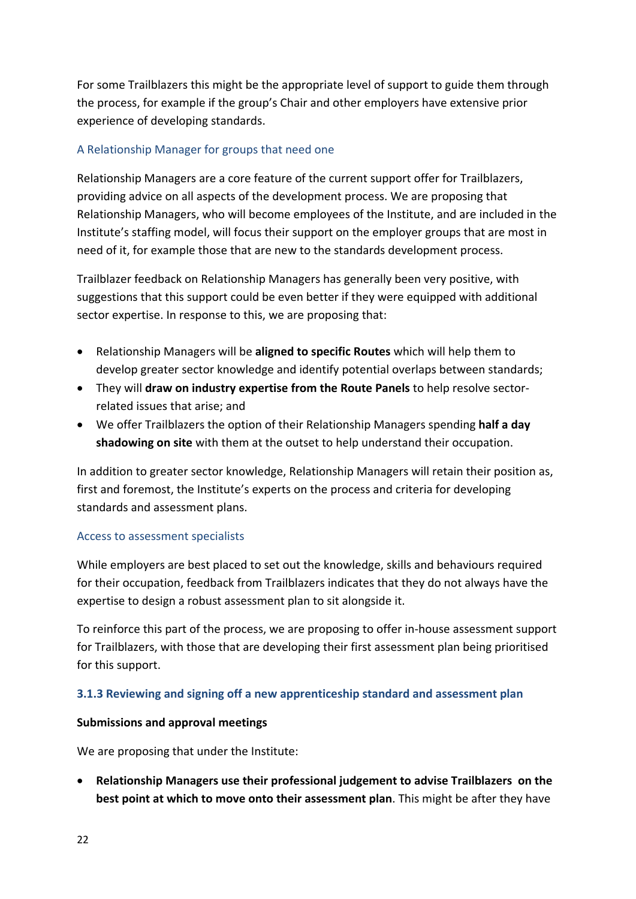For some Trailblazers this might be the appropriate level of support to guide them through the process, for example if the group's Chair and other employers have extensive prior experience of developing standards.

#### A Relationship Manager for groups that need one

Relationship Managers are a core feature of the current support offer for Trailblazers, providing advice on all aspects of the development process. We are proposing that Relationship Managers, who will become employees of the Institute, and are included in the Institute's staffing model, will focus their support on the employer groups that are most in need of it, for example those that are new to the standards development process.

Trailblazer feedback on Relationship Managers has generally been very positive, with suggestions that this support could be even better if they were equipped with additional sector expertise. In response to this, we are proposing that:

- Relationship Managers will be **aligned to specific Routes** which will help them to develop greater sector knowledge and identify potential overlaps between standards;
- They will **draw on industry expertise from the Route Panels** to help resolve sector-related issues that arise; and
- We offer Trailblazers the option of their Relationship Managers spending **half a day shadowing on site** with them at the outset to help understand their occupation.

In addition to greater sector knowledge, Relationship Managers will retain their position as, first and foremost, the Institute's experts on the process and criteria for developing standards and assessment plans.

#### Access to assessment specialists

While employers are best placed to set out the knowledge, skills and behaviours required for their occupation, feedback from Trailblazers indicates that they do not always have the expertise to design a robust assessment plan to sit alongside it.

To reinforce this part of the process, we are proposing to offer in-house assessment support for Trailblazers, with those that are developing their first assessment plan being prioritised for this support.

### 3.1.3 Reviewing and signing off a new apprenticeship standard and assessment plan

**Submissions and approval meetings**

We are proposing that under the Institute:

- **Relationship Managers use their professional judgement to advise Trailblazers on the best point at which to move onto their assessment plan**. This might be after they have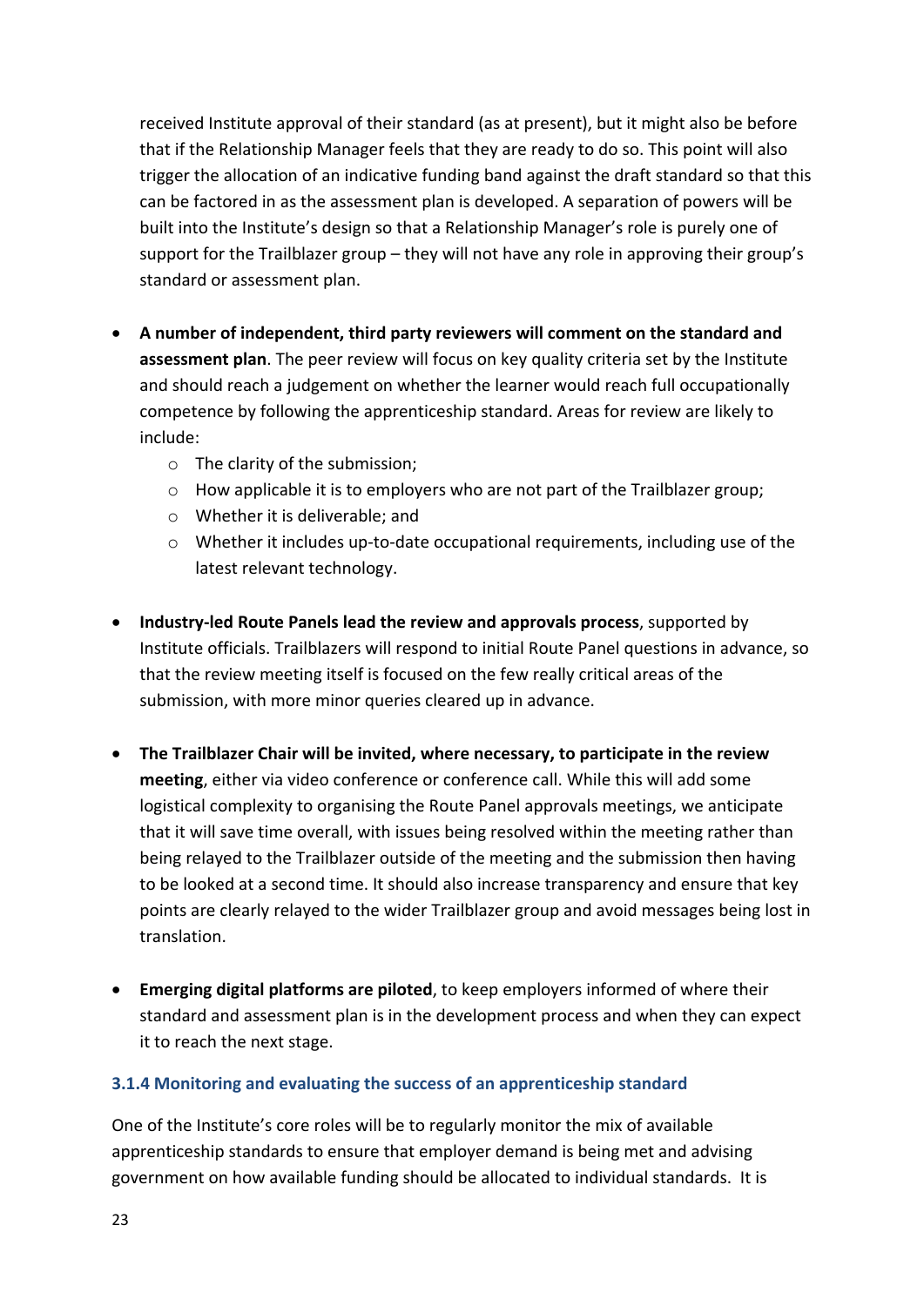received Institute approval of their standard (as at present), but it might also be before that if the Relationship Manager feels that they are ready to do so. This point will also trigger the allocation of an indicative funding band against the draft standard so that this can be factored in as the assessment plan is developed. A separation of powers will be built into the Institute's design so that a Relationship Manager's role is purely one of support for the Trailblazer group – they will not have any role in approving their group's standard or assessment plan.

- **A number of independent, third party reviewers will comment on the standard and assessment plan**. The peer review will focus on key quality criteria set by the Institute and should reach a judgement on whether the learner would reach full occupationally competence by following the apprenticeship standard. Areas for review are likely to include:
  - The clarity of the submission;
  - How applicable it is to employers who are not part of the Trailblazer group;
  - Whether it is deliverable; and
  - Whether it includes up-to-date occupational requirements, including use of the latest relevant technology.

- **Industry-led Route Panels lead the review and approvals process**, supported by Institute officials. Trailblazers will respond to initial Route Panel questions in advance, so that the review meeting itself is focused on the few really critical areas of the submission, with more minor queries cleared up in advance.

- **The Trailblazer Chair will be invited, where necessary, to participate in the review meeting**, either via video conference or conference call. While this will add some logistical complexity to organising the Route Panel approvals meetings, we anticipate that it will save time overall, with issues being resolved within the meeting rather than being relayed to the Trailblazer outside of the meeting and the submission then having to be looked at a second time. It should also increase transparency and ensure that key points are clearly relayed to the wider Trailblazer group and avoid messages being lost in translation.

- **Emerging digital platforms are piloted**, to keep employers informed of where their standard and assessment plan is in the development process and when they can expect it to reach the next stage.

### 3.1.4 Monitoring and evaluating the success of an apprenticeship standard

One of the Institute's core roles will be to regularly monitor the mix of available apprenticeship standards to ensure that employer demand is being met and advising government on how available funding should be allocated to individual standards. It is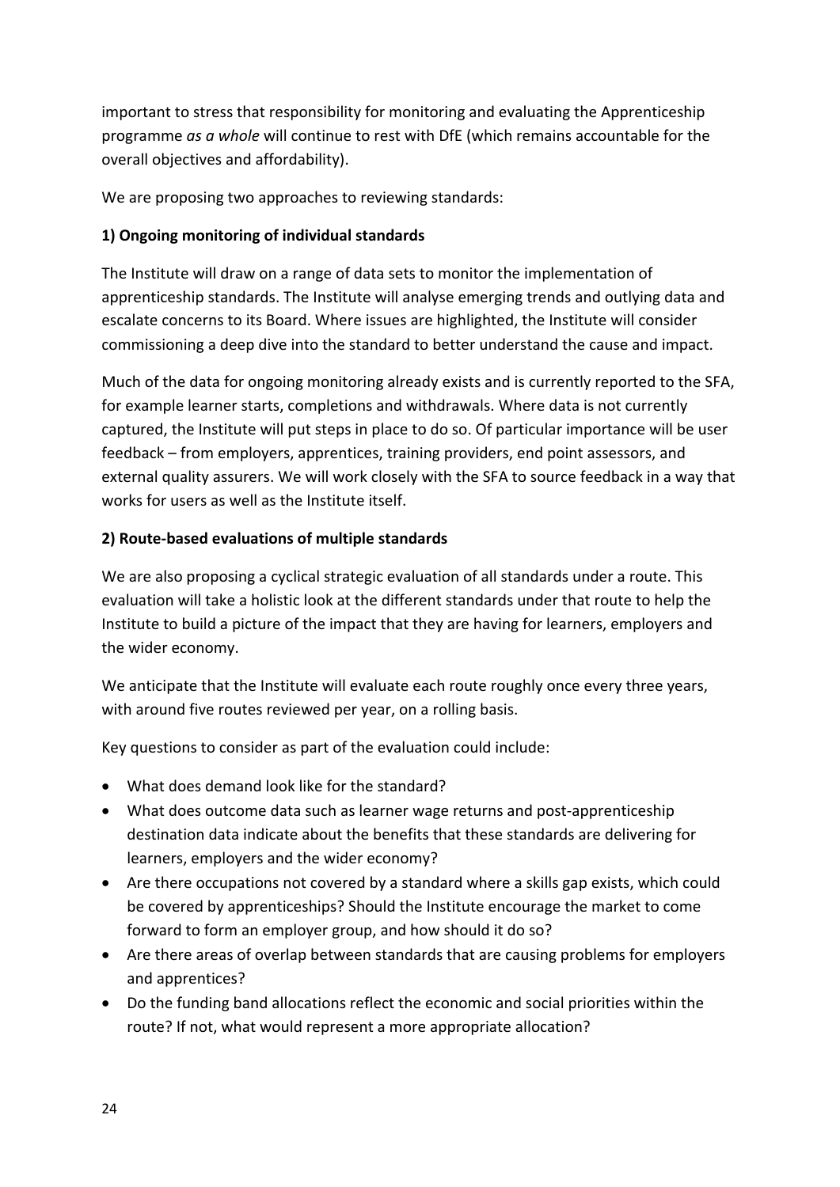important to stress that responsibility for monitoring and evaluating the Apprenticeship programme *as a whole* will continue to rest with DfE (which remains accountable for the overall objectives and affordability).

We are proposing two approaches to reviewing standards:

**1) Ongoing monitoring of individual standards**

The Institute will draw on a range of data sets to monitor the implementation of apprenticeship standards. The Institute will analyse emerging trends and outlying data and escalate concerns to its Board. Where issues are highlighted, the Institute will consider commissioning a deep dive into the standard to better understand the cause and impact.

Much of the data for ongoing monitoring already exists and is currently reported to the SFA, for example learner starts, completions and withdrawals. Where data is not currently captured, the Institute will put steps in place to do so. Of particular importance will be user feedback – from employers, apprentices, training providers, end point assessors, and external quality assurers. We will work closely with the SFA to source feedback in a way that works for users as well as the Institute itself.

**2) Route-based evaluations of multiple standards**

We are also proposing a cyclical strategic evaluation of all standards under a route. This evaluation will take a holistic look at the different standards under that route to help the Institute to build a picture of the impact that they are having for learners, employers and the wider economy.

We anticipate that the Institute will evaluate each route roughly once every three years, with around five routes reviewed per year, on a rolling basis.

Key questions to consider as part of the evaluation could include:

- What does demand look like for the standard?
- What does outcome data such as learner wage returns and post-apprenticeship destination data indicate about the benefits that these standards are delivering for learners, employers and the wider economy?
- Are there occupations not covered by a standard where a skills gap exists, which could be covered by apprenticeships? Should the Institute encourage the market to come forward to form an employer group, and how should it do so?
- Are there areas of overlap between standards that are causing problems for employers and apprentices?
- Do the funding band allocations reflect the economic and social priorities within the route? If not, what would represent a more appropriate allocation?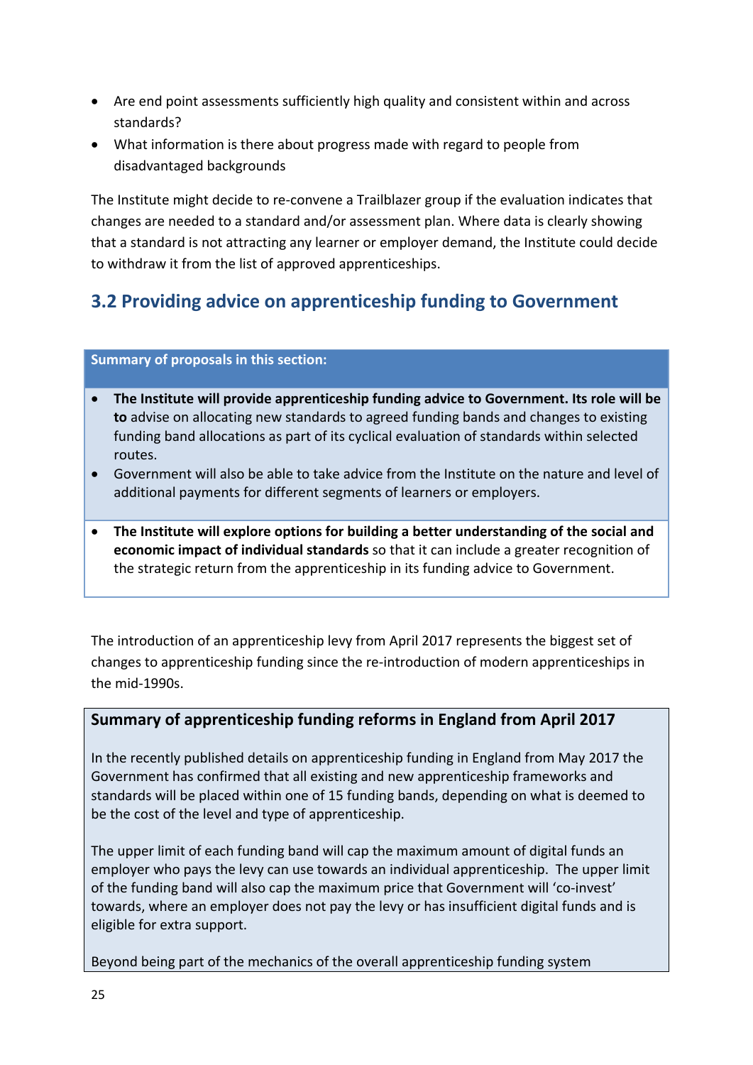- Are end point assessments sufficiently high quality and consistent within and across standards?
- What information is there about progress made with regard to people from disadvantaged backgrounds

The Institute might decide to re-convene a Trailblazer group if the evaluation indicates that changes are needed to a standard and/or assessment plan. Where data is clearly showing that a standard is not attracting any learner or employer demand, the Institute could decide to withdraw it from the list of approved apprenticeships.

## 3.2 Providing advice on apprenticeship funding to Government

**Summary of proposals in this section:**

- **The Institute will provide apprenticeship funding advice to Government. Its role will be to** advise on allocating new standards to agreed funding bands and changes to existing funding band allocations as part of its cyclical evaluation of standards within selected routes.
- Government will also be able to take advice from the Institute on the nature and level of additional payments for different segments of learners or employers.

- **The Institute will explore options for building a better understanding of the social and economic impact of individual standards** so that it can include a greater recognition of the strategic return from the apprenticeship in its funding advice to Government.

The introduction of an apprenticeship levy from April 2017 represents the biggest set of changes to apprenticeship funding since the re-introduction of modern apprenticeships in the mid-1990s.

**Summary of apprenticeship funding reforms in England from April 2017**

In the recently published details on apprenticeship funding in England from May 2017 the Government has confirmed that all existing and new apprenticeship frameworks and standards will be placed within one of 15 funding bands, depending on what is deemed to be the cost of the level and type of apprenticeship.

The upper limit of each funding band will cap the maximum amount of digital funds an employer who pays the levy can use towards an individual apprenticeship. The upper limit of the funding band will also cap the maximum price that Government will 'co-invest' towards, where an employer does not pay the levy or has insufficient digital funds and is eligible for extra support.

Beyond being part of the mechanics of the overall apprenticeship funding system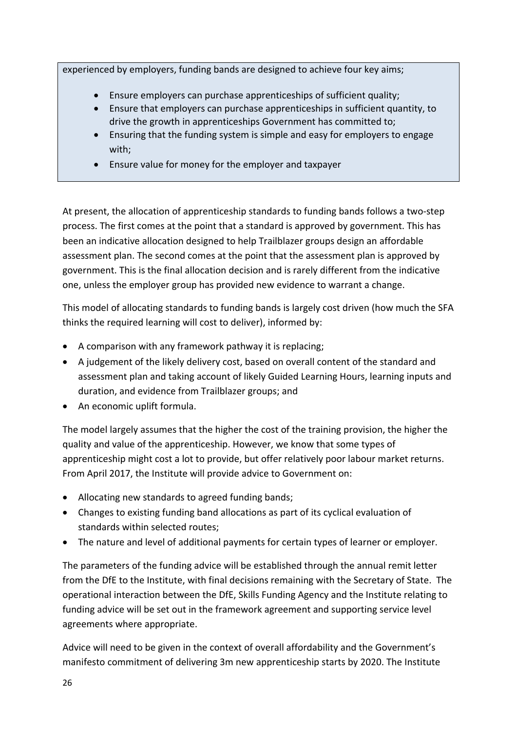experienced by employers, funding bands are designed to achieve four key aims;

- Ensure employers can purchase apprenticeships of sufficient quality;
- Ensure that employers can purchase apprenticeships in sufficient quantity, to drive the growth in apprenticeships Government has committed to;
- Ensuring that the funding system is simple and easy for employers to engage with;
- Ensure value for money for the employer and taxpayer

At present, the allocation of apprenticeship standards to funding bands follows a two-step process. The first comes at the point that a standard is approved by government. This has been an indicative allocation designed to help Trailblazer groups design an affordable assessment plan. The second comes at the point that the assessment plan is approved by government. This is the final allocation decision and is rarely different from the indicative one, unless the employer group has provided new evidence to warrant a change.

This model of allocating standards to funding bands is largely cost driven (how much the SFA thinks the required learning will cost to deliver), informed by:

- A comparison with any framework pathway it is replacing;
- A judgement of the likely delivery cost, based on overall content of the standard and assessment plan and taking account of likely Guided Learning Hours, learning inputs and duration, and evidence from Trailblazer groups; and
- An economic uplift formula.

The model largely assumes that the higher the cost of the training provision, the higher the quality and value of the apprenticeship. However, we know that some types of apprenticeship might cost a lot to provide, but offer relatively poor labour market returns. From April 2017, the Institute will provide advice to Government on:

- Allocating new standards to agreed funding bands;
- Changes to existing funding band allocations as part of its cyclical evaluation of standards within selected routes;
- The nature and level of additional payments for certain types of learner or employer.

The parameters of the funding advice will be established through the annual remit letter from the DfE to the Institute, with final decisions remaining with the Secretary of State. The operational interaction between the DfE, Skills Funding Agency and the Institute relating to funding advice will be set out in the framework agreement and supporting service level agreements where appropriate.

Advice will need to be given in the context of overall affordability and the Government's manifesto commitment of delivering 3m new apprenticeship starts by 2020. The Institute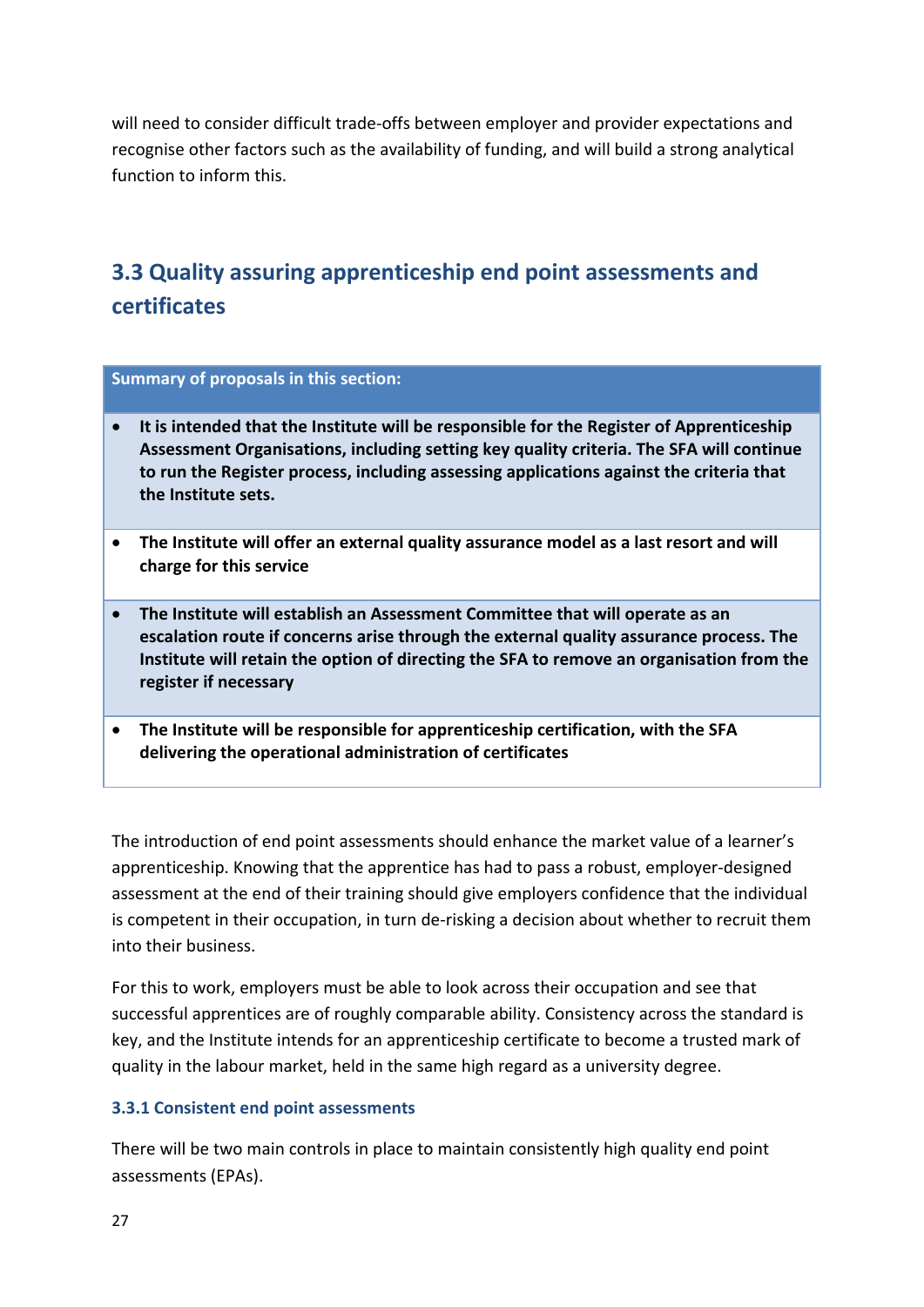will need to consider difficult trade-offs between employer and provider expectations and recognise other factors such as the availability of funding, and will build a strong analytical function to inform this.

## 3.3 Quality assuring apprenticeship end point assessments and certificates

| Summary of proposals in this section: |
| --- |
| • **It is intended that the Institute will be responsible for the Register of Apprenticeship Assessment Organisations, including setting key quality criteria. The SFA will continue to run the Register process, including assessing applications against the criteria that the Institute sets.** |
| • **The Institute will offer an external quality assurance model as a last resort and will charge for this service** |
| • **The Institute will establish an Assessment Committee that will operate as an escalation route if concerns arise through the external quality assurance process. The Institute will retain the option of directing the SFA to remove an organisation from the register if necessary** |
| • **The Institute will be responsible for apprenticeship certification, with the SFA delivering the operational administration of certificates** |

The introduction of end point assessments should enhance the market value of a learner's apprenticeship. Knowing that the apprentice has had to pass a robust, employer-designed assessment at the end of their training should give employers confidence that the individual is competent in their occupation, in turn de-risking a decision about whether to recruit them into their business.

For this to work, employers must be able to look across their occupation and see that successful apprentices are of roughly comparable ability. Consistency across the standard is key, and the Institute intends for an apprenticeship certificate to become a trusted mark of quality in the labour market, held in the same high regard as a university degree.

### 3.3.1 Consistent end point assessments

There will be two main controls in place to maintain consistently high quality end point assessments (EPAs).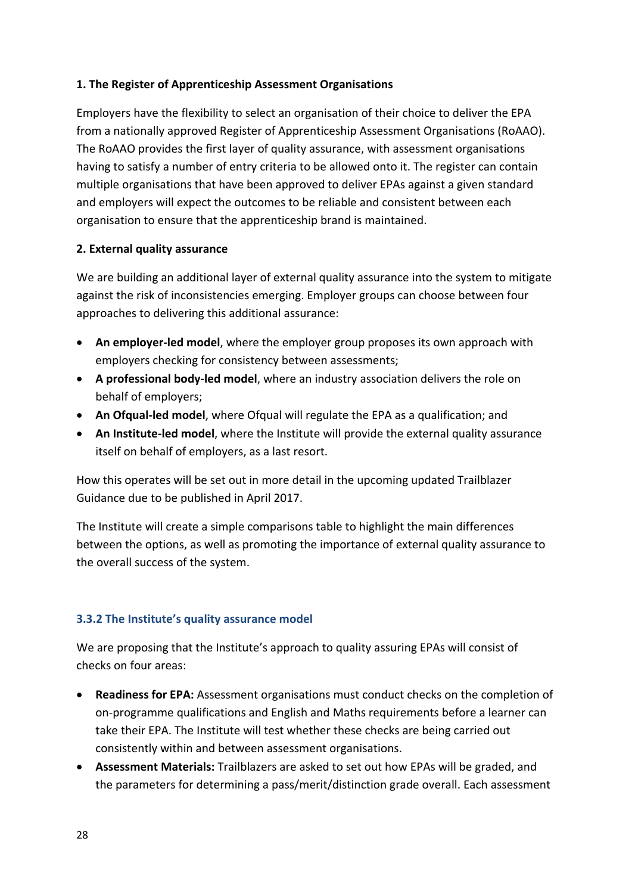**1. The Register of Apprenticeship Assessment Organisations**

Employers have the flexibility to select an organisation of their choice to deliver the EPA from a nationally approved Register of Apprenticeship Assessment Organisations (RoAAO). The RoAAO provides the first layer of quality assurance, with assessment organisations having to satisfy a number of entry criteria to be allowed onto it. The register can contain multiple organisations that have been approved to deliver EPAs against a given standard and employers will expect the outcomes to be reliable and consistent between each organisation to ensure that the apprenticeship brand is maintained.

**2. External quality assurance**

We are building an additional layer of external quality assurance into the system to mitigate against the risk of inconsistencies emerging. Employer groups can choose between four approaches to delivering this additional assurance:

- **An employer-led model**, where the employer group proposes its own approach with employers checking for consistency between assessments;
- **A professional body-led model**, where an industry association delivers the role on behalf of employers;
- **An Ofqual-led model**, where Ofqual will regulate the EPA as a qualification; and
- **An Institute-led model**, where the Institute will provide the external quality assurance itself on behalf of employers, as a last resort.

How this operates will be set out in more detail in the upcoming updated Trailblazer Guidance due to be published in April 2017.

The Institute will create a simple comparisons table to highlight the main differences between the options, as well as promoting the importance of external quality assurance to the overall success of the system.

### 3.3.2 The Institute's quality assurance model

We are proposing that the Institute's approach to quality assuring EPAs will consist of checks on four areas:

- **Readiness for EPA:** Assessment organisations must conduct checks on the completion of on-programme qualifications and English and Maths requirements before a learner can take their EPA. The Institute will test whether these checks are being carried out consistently within and between assessment organisations.
- **Assessment Materials:** Trailblazers are asked to set out how EPAs will be graded, and the parameters for determining a pass/merit/distinction grade overall. Each assessment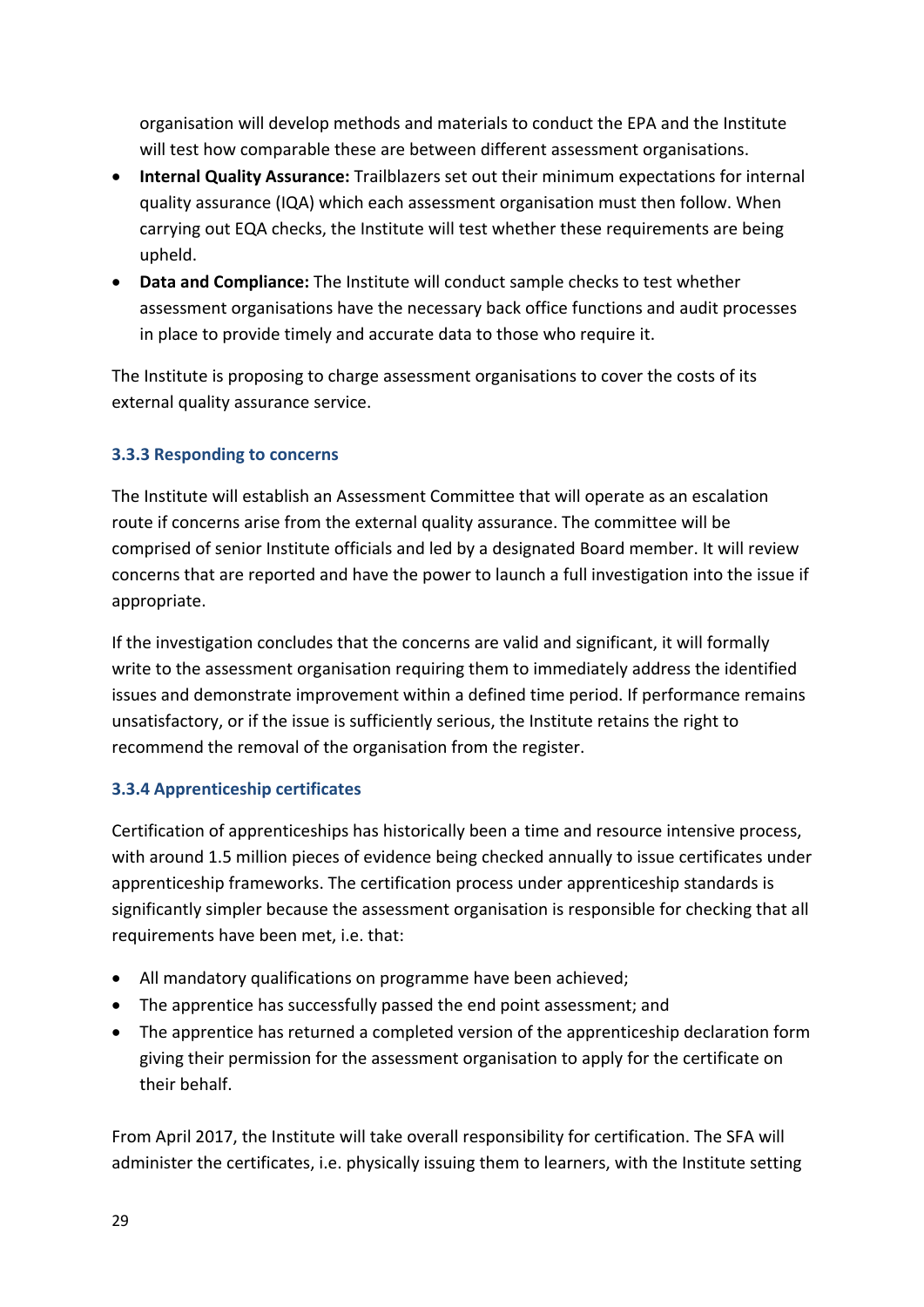organisation will develop methods and materials to conduct the EPA and the Institute will test how comparable these are between different assessment organisations.

- **Internal Quality Assurance:** Trailblazers set out their minimum expectations for internal quality assurance (IQA) which each assessment organisation must then follow. When carrying out EQA checks, the Institute will test whether these requirements are being upheld.
- **Data and Compliance:** The Institute will conduct sample checks to test whether assessment organisations have the necessary back office functions and audit processes in place to provide timely and accurate data to those who require it.

The Institute is proposing to charge assessment organisations to cover the costs of its external quality assurance service.

### 3.3.3 Responding to concerns

The Institute will establish an Assessment Committee that will operate as an escalation route if concerns arise from the external quality assurance. The committee will be comprised of senior Institute officials and led by a designated Board member. It will review concerns that are reported and have the power to launch a full investigation into the issue if appropriate.

If the investigation concludes that the concerns are valid and significant, it will formally write to the assessment organisation requiring them to immediately address the identified issues and demonstrate improvement within a defined time period. If performance remains unsatisfactory, or if the issue is sufficiently serious, the Institute retains the right to recommend the removal of the organisation from the register.

### 3.3.4 Apprenticeship certificates

Certification of apprenticeships has historically been a time and resource intensive process, with around 1.5 million pieces of evidence being checked annually to issue certificates under apprenticeship frameworks. The certification process under apprenticeship standards is significantly simpler because the assessment organisation is responsible for checking that all requirements have been met, i.e. that:

- All mandatory qualifications on programme have been achieved;
- The apprentice has successfully passed the end point assessment; and
- The apprentice has returned a completed version of the apprenticeship declaration form giving their permission for the assessment organisation to apply for the certificate on their behalf.

From April 2017, the Institute will take overall responsibility for certification. The SFA will administer the certificates, i.e. physically issuing them to learners, with the Institute setting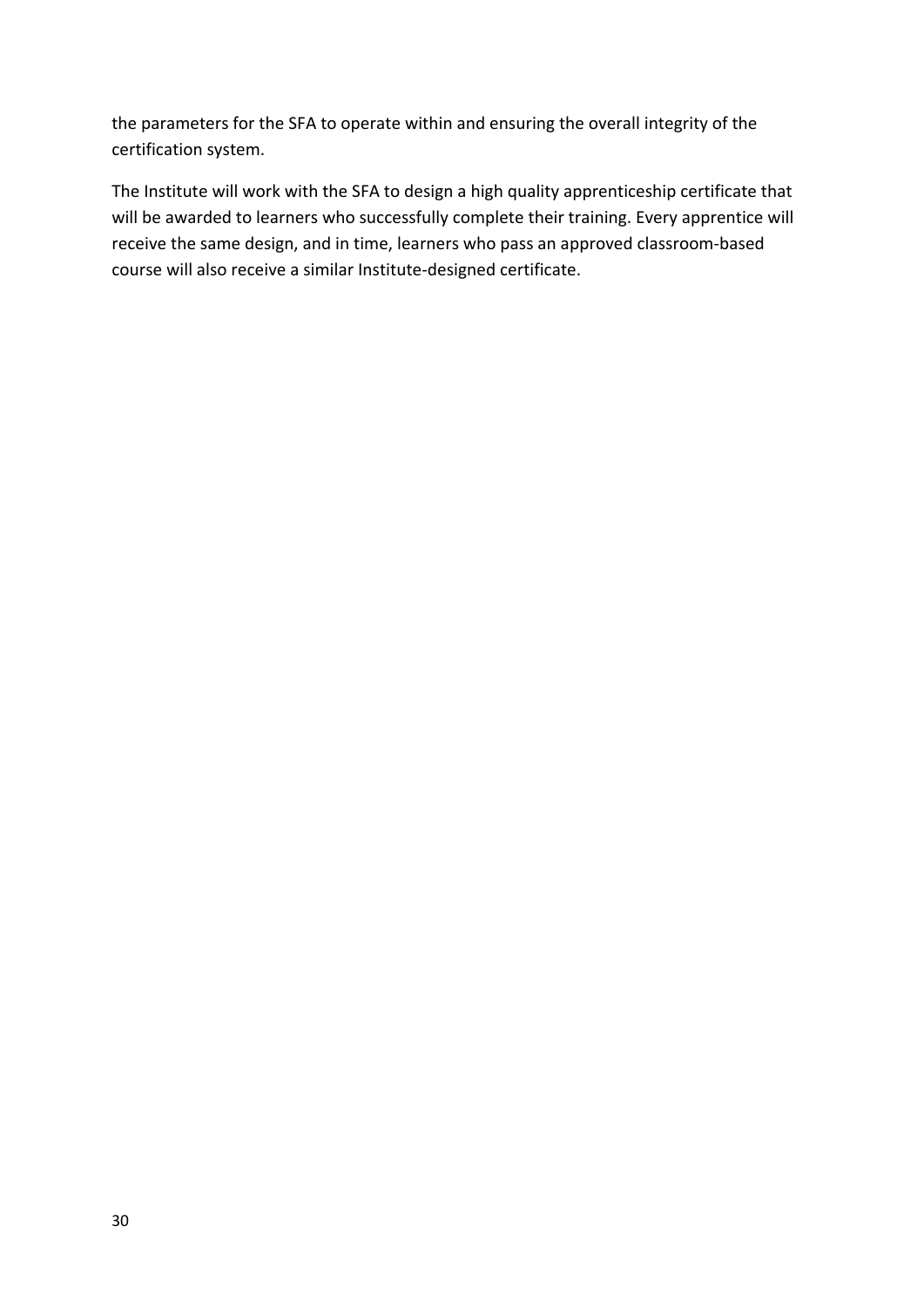the parameters for the SFA to operate within and ensuring the overall integrity of the certification system.

The Institute will work with the SFA to design a high quality apprenticeship certificate that will be awarded to learners who successfully complete their training. Every apprentice will receive the same design, and in time, learners who pass an approved classroom-based course will also receive a similar Institute-designed certificate.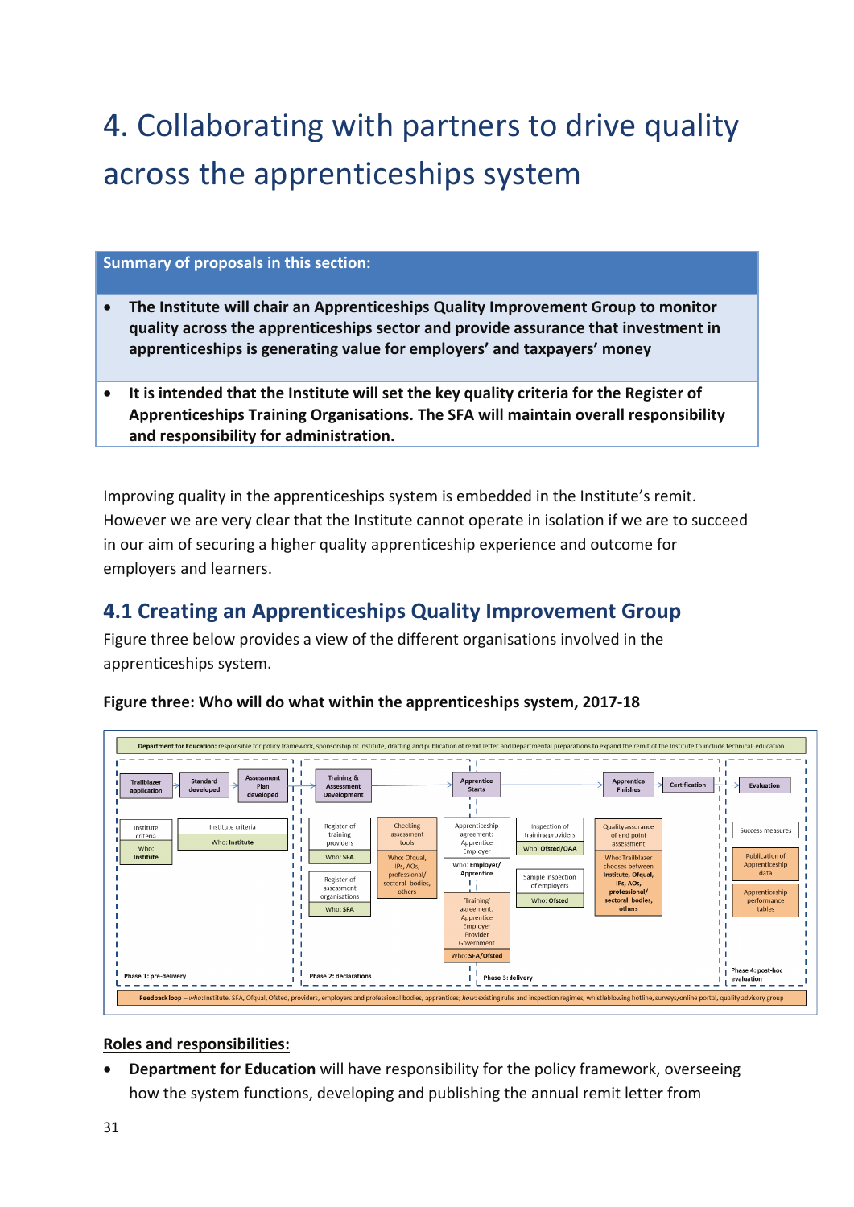# 4. Collaborating with partners to drive quality across the apprenticeships system

| Summary of proposals in this section: |
| --- |
| • **The Institute will chair an Apprenticeships Quality Improvement Group to monitor quality across the apprenticeships sector and provide assurance that investment in apprenticeships is generating value for employers' and taxpayers' money** |
| • **It is intended that the Institute will set the key quality criteria for the Register of Apprenticeships Training Organisations. The SFA will maintain overall responsibility and responsibility for administration.** |

Improving quality in the apprenticeships system is embedded in the Institute's remit. However we are very clear that the Institute cannot operate in isolation if we are to succeed in our aim of securing a higher quality apprenticeship experience and outcome for employers and learners.

## 4.1 Creating an Apprenticeships Quality Improvement Group

Figure three below provides a view of the different organisations involved in the apprenticeships system.

**Figure three: Who will do what within the apprenticeships system, 2017-18**

**Department for Education:** responsible for policy framework, sponsorship of Institute, drafting and publication of remit letter and Departmental preparations to expand the remit of the Institute to include technical education

Phase 1: pre-delivery
- Trailblazer application → Standard developed → Assessment Plan developed
- Institute criteria — Who: Institute
- Institute criteria — Who: Institute

Phase 2: declarations
- Training & Assessment Development
- Register of training providers — Who: SFA
- Register of assessment organisations — Who: SFA
- Checking assessment tools — Who: Ofqual, IPs, AOs, professional/ sectoral bodies, others

Phase 3: delivery
- Apprentice Starts → Apprentice Finishes → Certification
- Apprenticeship agreement: Apprentice Employer — Who: Employer/ Apprentice
- 'Training' agreement: Apprentice Employer Provider Government — Who: SFA/Ofsted
- Inspection of training providers — Who: Ofsted/QAA
- Sample inspection of employers — Who: Ofsted
- Quality assurance of end point assessment — Who: Trailblazer chooses between Institute, Ofqual, IPs, AOs, professional/ sectoral bodies, others

Phase 4: post-hoc evaluation
- Evaluation
- Success measures
- Publication of Apprenticeship data
- Apprenticeship performance tables

**Feedback loop** – *who:* Institute, SFA, Ofqual, Ofsted, providers, employers and professional bodies, apprentices; *how:* existing rules and inspection regimes, whistleblowing hotline, surveys/online portal, quality advisory group

**Roles and responsibilities:**

- **Department for Education** will have responsibility for the policy framework, overseeing how the system functions, developing and publishing the annual remit letter from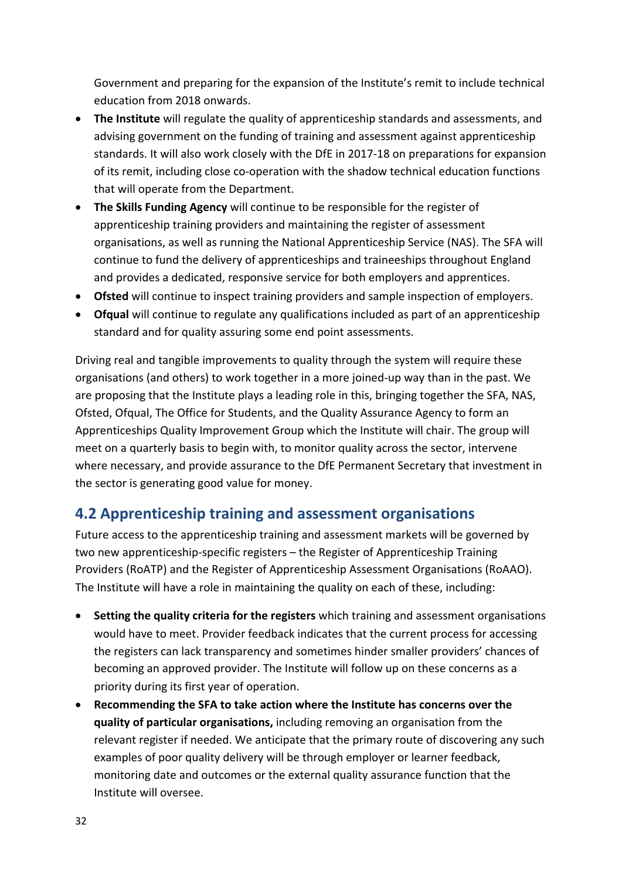Government and preparing for the expansion of the Institute's remit to include technical education from 2018 onwards.

- **The Institute** will regulate the quality of apprenticeship standards and assessments, and advising government on the funding of training and assessment against apprenticeship standards. It will also work closely with the DfE in 2017-18 on preparations for expansion of its remit, including close co-operation with the shadow technical education functions that will operate from the Department.
- **The Skills Funding Agency** will continue to be responsible for the register of apprenticeship training providers and maintaining the register of assessment organisations, as well as running the National Apprenticeship Service (NAS). The SFA will continue to fund the delivery of apprenticeships and traineeships throughout England and provides a dedicated, responsive service for both employers and apprentices.
- **Ofsted** will continue to inspect training providers and sample inspection of employers.
- **Ofqual** will continue to regulate any qualifications included as part of an apprenticeship standard and for quality assuring some end point assessments.

Driving real and tangible improvements to quality through the system will require these organisations (and others) to work together in a more joined-up way than in the past. We are proposing that the Institute plays a leading role in this, bringing together the SFA, NAS, Ofsted, Ofqual, The Office for Students, and the Quality Assurance Agency to form an Apprenticeships Quality Improvement Group which the Institute will chair. The group will meet on a quarterly basis to begin with, to monitor quality across the sector, intervene where necessary, and provide assurance to the DfE Permanent Secretary that investment in the sector is generating good value for money.

## 4.2 Apprenticeship training and assessment organisations

Future access to the apprenticeship training and assessment markets will be governed by two new apprenticeship-specific registers – the Register of Apprenticeship Training Providers (RoATP) and the Register of Apprenticeship Assessment Organisations (RoAAO). The Institute will have a role in maintaining the quality on each of these, including:

- **Setting the quality criteria for the registers** which training and assessment organisations would have to meet. Provider feedback indicates that the current process for accessing the registers can lack transparency and sometimes hinder smaller providers' chances of becoming an approved provider. The Institute will follow up on these concerns as a priority during its first year of operation.
- **Recommending the SFA to take action where the Institute has concerns over the quality of particular organisations,** including removing an organisation from the relevant register if needed. We anticipate that the primary route of discovering any such examples of poor quality delivery will be through employer or learner feedback, monitoring date and outcomes or the external quality assurance function that the Institute will oversee.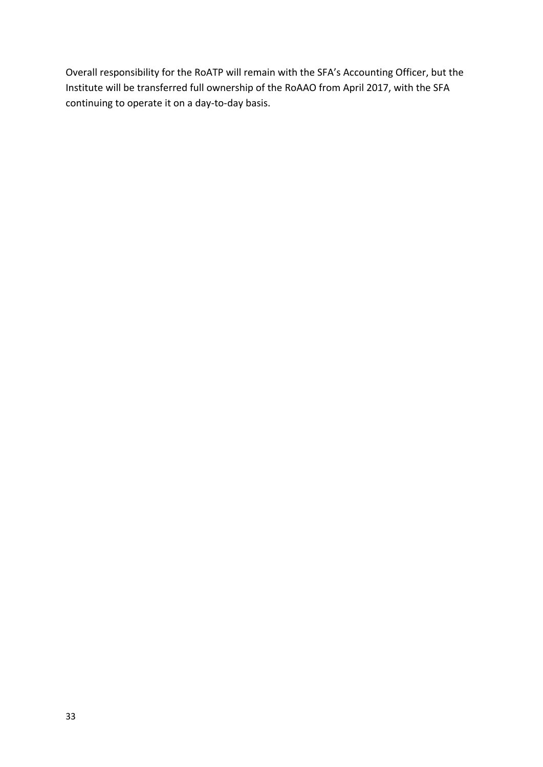Overall responsibility for the RoATP will remain with the SFA's Accounting Officer, but the Institute will be transferred full ownership of the RoAAO from April 2017, with the SFA continuing to operate it on a day-to-day basis.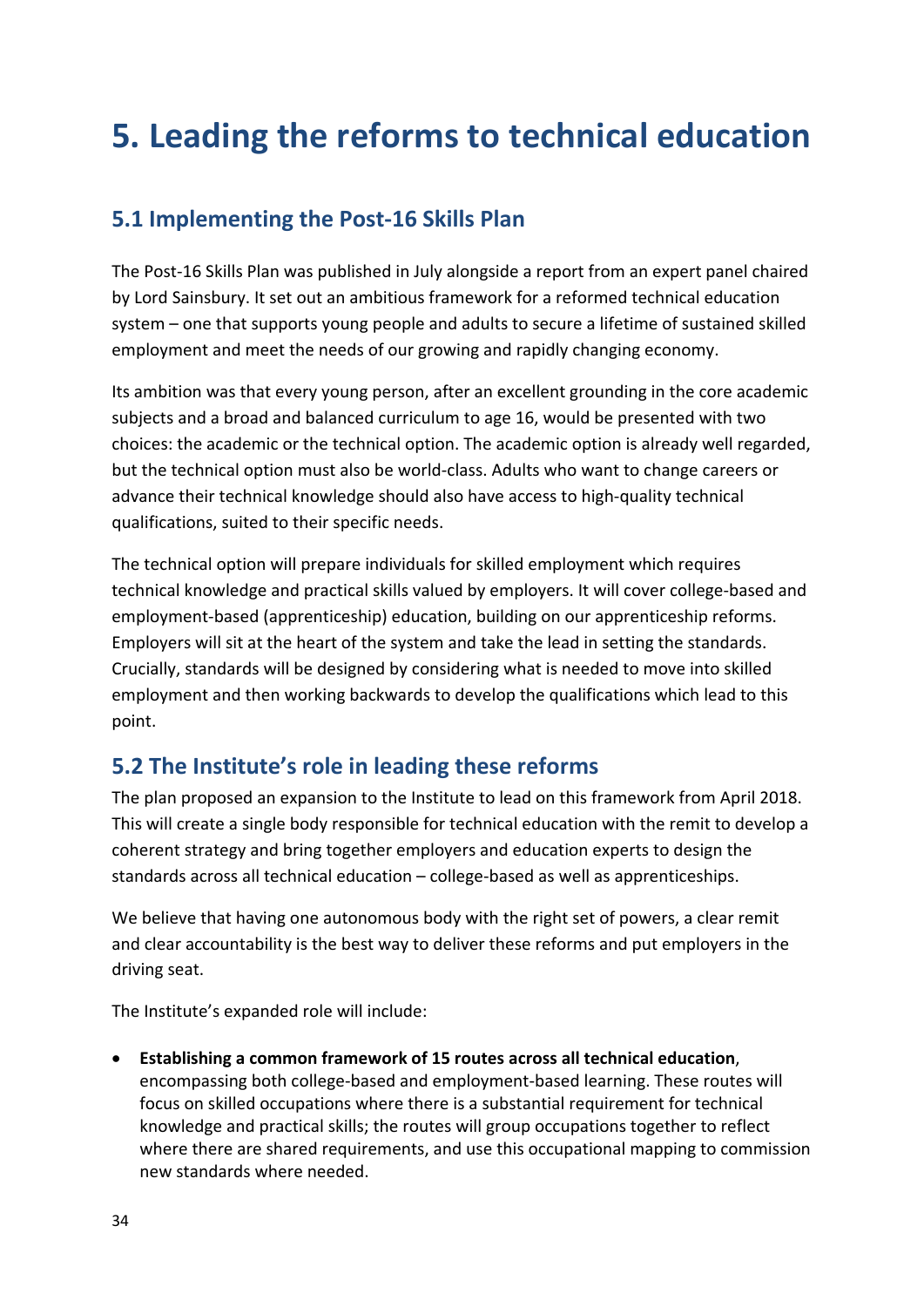# 5. Leading the reforms to technical education

## 5.1 Implementing the Post-16 Skills Plan

The Post-16 Skills Plan was published in July alongside a report from an expert panel chaired by Lord Sainsbury. It set out an ambitious framework for a reformed technical education system – one that supports young people and adults to secure a lifetime of sustained skilled employment and meet the needs of our growing and rapidly changing economy.

Its ambition was that every young person, after an excellent grounding in the core academic subjects and a broad and balanced curriculum to age 16, would be presented with two choices: the academic or the technical option. The academic option is already well regarded, but the technical option must also be world-class. Adults who want to change careers or advance their technical knowledge should also have access to high-quality technical qualifications, suited to their specific needs.

The technical option will prepare individuals for skilled employment which requires technical knowledge and practical skills valued by employers. It will cover college-based and employment-based (apprenticeship) education, building on our apprenticeship reforms. Employers will sit at the heart of the system and take the lead in setting the standards. Crucially, standards will be designed by considering what is needed to move into skilled employment and then working backwards to develop the qualifications which lead to this point.

## 5.2 The Institute's role in leading these reforms

The plan proposed an expansion to the Institute to lead on this framework from April 2018. This will create a single body responsible for technical education with the remit to develop a coherent strategy and bring together employers and education experts to design the standards across all technical education – college-based as well as apprenticeships.

We believe that having one autonomous body with the right set of powers, a clear remit and clear accountability is the best way to deliver these reforms and put employers in the driving seat.

The Institute's expanded role will include:

- **Establishing a common framework of 15 routes across all technical education**, encompassing both college-based and employment-based learning. These routes will focus on skilled occupations where there is a substantial requirement for technical knowledge and practical skills; the routes will group occupations together to reflect where there are shared requirements, and use this occupational mapping to commission new standards where needed.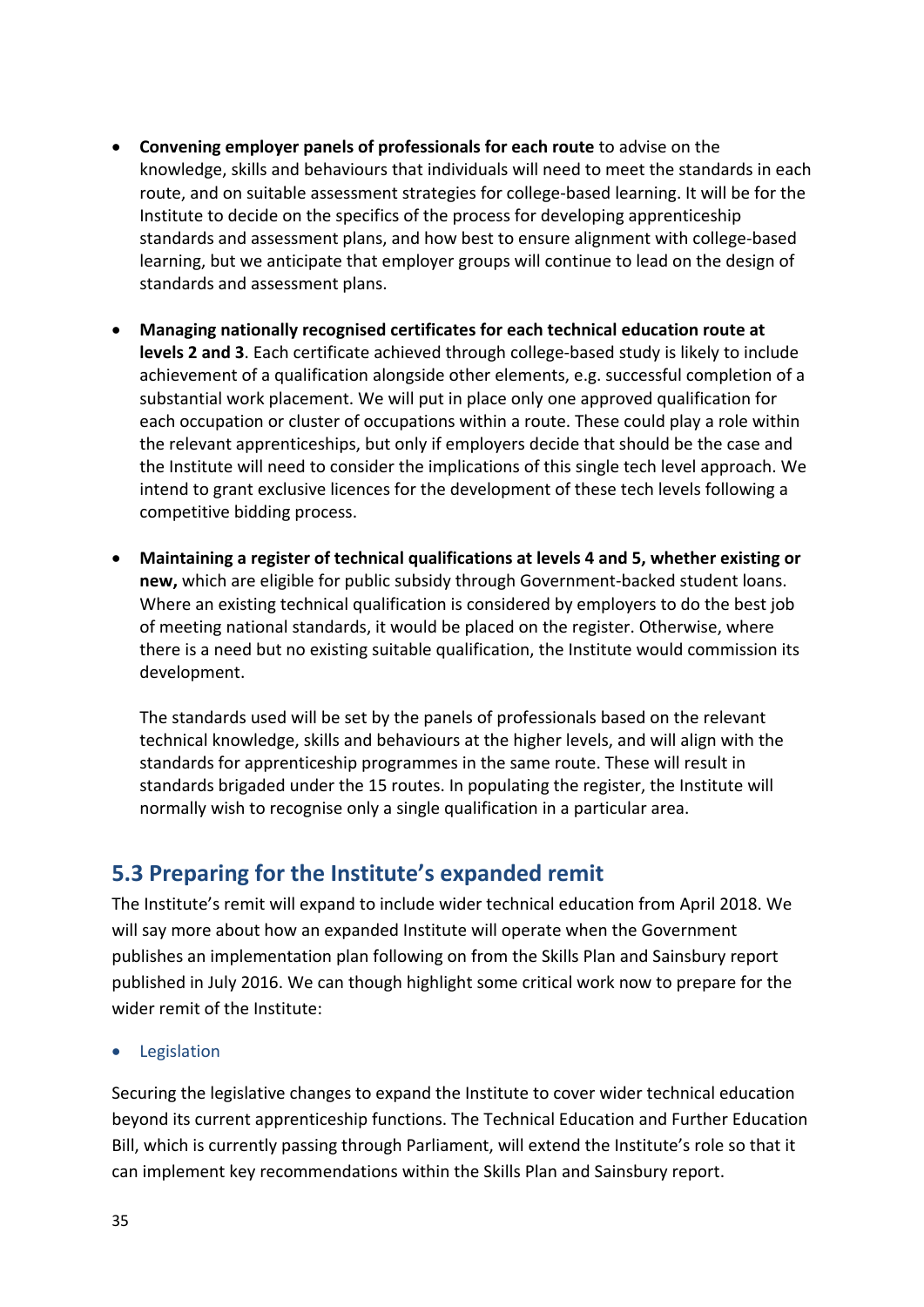- **Convening employer panels of professionals for each route** to advise on the knowledge, skills and behaviours that individuals will need to meet the standards in each route, and on suitable assessment strategies for college-based learning. It will be for the Institute to decide on the specifics of the process for developing apprenticeship standards and assessment plans, and how best to ensure alignment with college-based learning, but we anticipate that employer groups will continue to lead on the design of standards and assessment plans.

- **Managing nationally recognised certificates for each technical education route at levels 2 and 3**. Each certificate achieved through college-based study is likely to include achievement of a qualification alongside other elements, e.g. successful completion of a substantial work placement. We will put in place only one approved qualification for each occupation or cluster of occupations within a route. These could play a role within the relevant apprenticeships, but only if employers decide that should be the case and the Institute will need to consider the implications of this single tech level approach. We intend to grant exclusive licences for the development of these tech levels following a competitive bidding process.

- **Maintaining a register of technical qualifications at levels 4 and 5, whether existing or new,** which are eligible for public subsidy through Government-backed student loans. Where an existing technical qualification is considered by employers to do the best job of meeting national standards, it would be placed on the register. Otherwise, where there is a need but no existing suitable qualification, the Institute would commission its development.

  The standards used will be set by the panels of professionals based on the relevant technical knowledge, skills and behaviours at the higher levels, and will align with the standards for apprenticeship programmes in the same route. These will result in standards brigaded under the 15 routes. In populating the register, the Institute will normally wish to recognise only a single qualification in a particular area.

## 5.3 Preparing for the Institute's expanded remit

The Institute's remit will expand to include wider technical education from April 2018. We will say more about how an expanded Institute will operate when the Government publishes an implementation plan following on from the Skills Plan and Sainsbury report published in July 2016. We can though highlight some critical work now to prepare for the wider remit of the Institute:

- Legislation

Securing the legislative changes to expand the Institute to cover wider technical education beyond its current apprenticeship functions. The Technical Education and Further Education Bill, which is currently passing through Parliament, will extend the Institute's role so that it can implement key recommendations within the Skills Plan and Sainsbury report.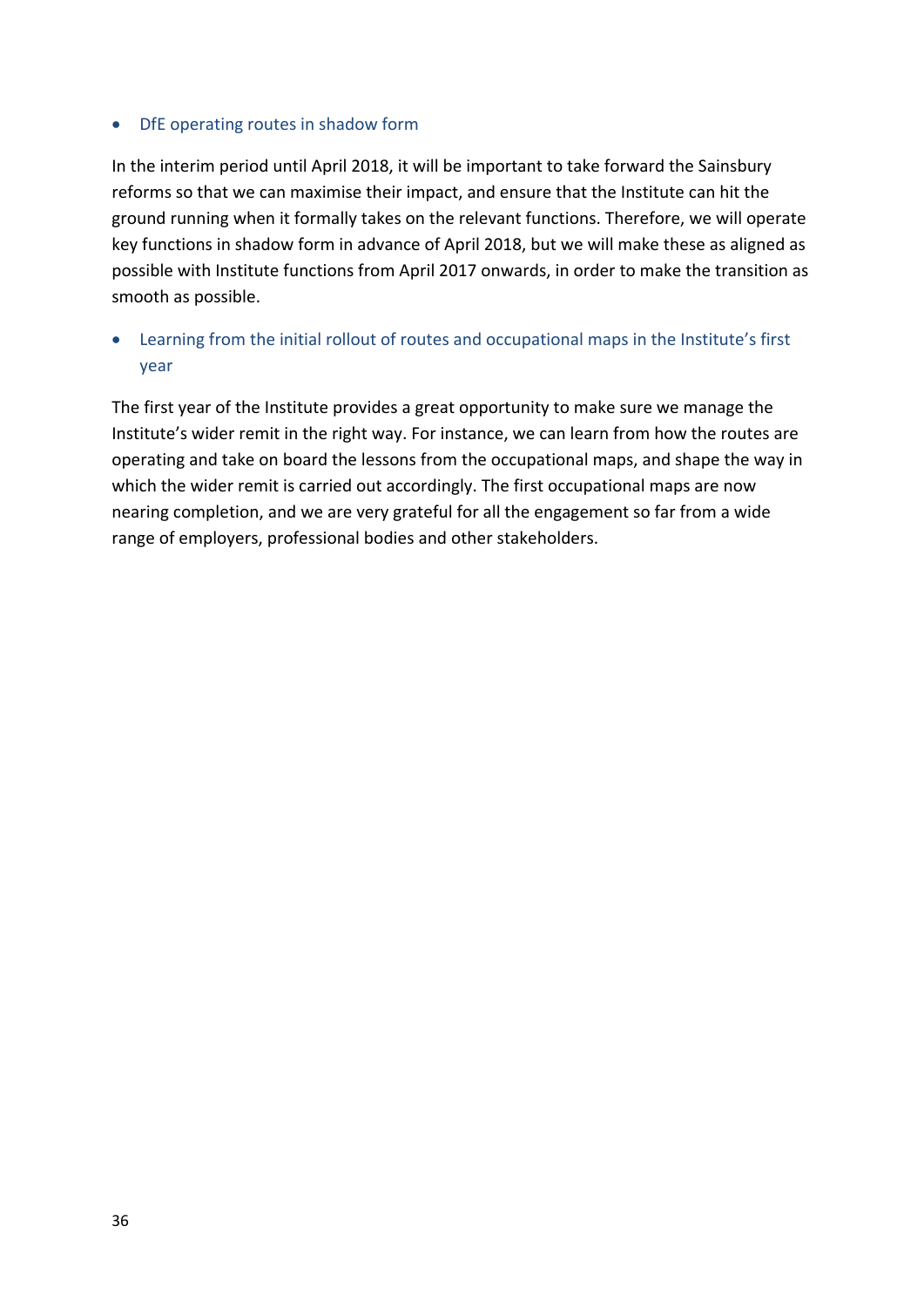- DfE operating routes in shadow form

In the interim period until April 2018, it will be important to take forward the Sainsbury reforms so that we can maximise their impact, and ensure that the Institute can hit the ground running when it formally takes on the relevant functions. Therefore, we will operate key functions in shadow form in advance of April 2018, but we will make these as aligned as possible with Institute functions from April 2017 onwards, in order to make the transition as smooth as possible.

- Learning from the initial rollout of routes and occupational maps in the Institute's first year

The first year of the Institute provides a great opportunity to make sure we manage the Institute's wider remit in the right way. For instance, we can learn from how the routes are operating and take on board the lessons from the occupational maps, and shape the way in which the wider remit is carried out accordingly. The first occupational maps are now nearing completion, and we are very grateful for all the engagement so far from a wide range of employers, professional bodies and other stakeholders.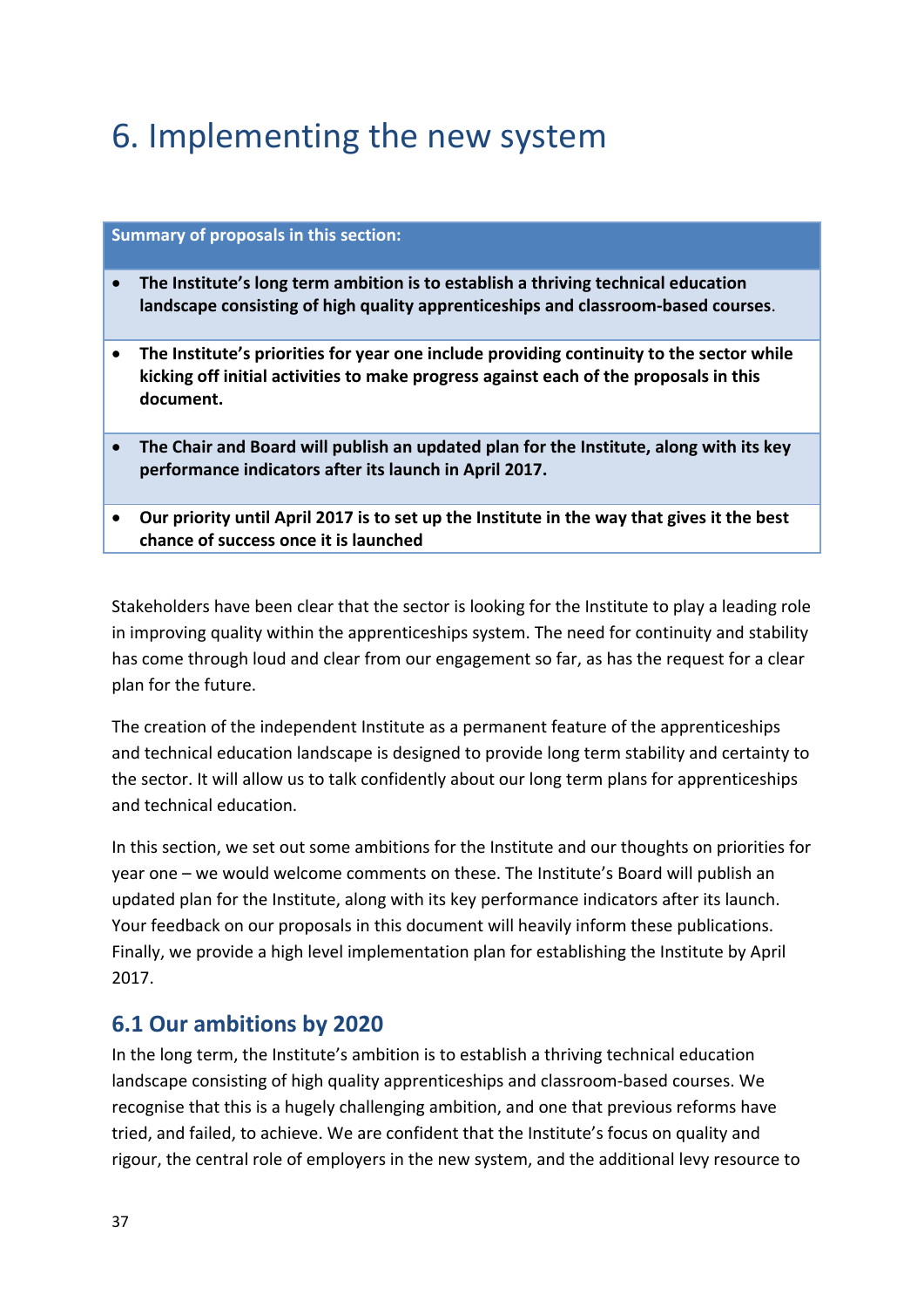# 6. Implementing the new system

| Summary of proposals in this section: |
| --- |
| • **The Institute's long term ambition is to establish a thriving technical education landscape consisting of high quality apprenticeships and classroom-based courses**. |
| • **The Institute's priorities for year one include providing continuity to the sector while kicking off initial activities to make progress against each of the proposals in this document.** |
| • **The Chair and Board will publish an updated plan for the Institute, along with its key performance indicators after its launch in April 2017.** |
| • **Our priority until April 2017 is to set up the Institute in the way that gives it the best chance of success once it is launched** |

Stakeholders have been clear that the sector is looking for the Institute to play a leading role in improving quality within the apprenticeships system. The need for continuity and stability has come through loud and clear from our engagement so far, as has the request for a clear plan for the future.

The creation of the independent Institute as a permanent feature of the apprenticeships and technical education landscape is designed to provide long term stability and certainty to the sector. It will allow us to talk confidently about our long term plans for apprenticeships and technical education.

In this section, we set out some ambitions for the Institute and our thoughts on priorities for year one – we would welcome comments on these. The Institute's Board will publish an updated plan for the Institute, along with its key performance indicators after its launch. Your feedback on our proposals in this document will heavily inform these publications. Finally, we provide a high level implementation plan for establishing the Institute by April 2017.

## 6.1 Our ambitions by 2020

In the long term, the Institute's ambition is to establish a thriving technical education landscape consisting of high quality apprenticeships and classroom-based courses. We recognise that this is a hugely challenging ambition, and one that previous reforms have tried, and failed, to achieve. We are confident that the Institute's focus on quality and rigour, the central role of employers in the new system, and the additional levy resource to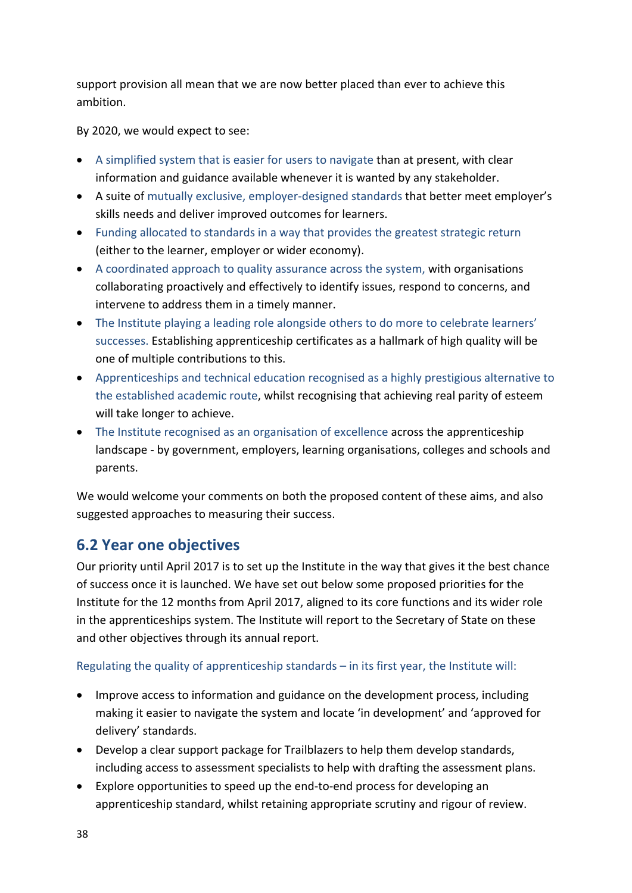support provision all mean that we are now better placed than ever to achieve this ambition.

By 2020, we would expect to see:

- A simplified system that is easier for users to navigate than at present, with clear information and guidance available whenever it is wanted by any stakeholder.
- A suite of mutually exclusive, employer-designed standards that better meet employer's skills needs and deliver improved outcomes for learners.
- Funding allocated to standards in a way that provides the greatest strategic return (either to the learner, employer or wider economy).
- A coordinated approach to quality assurance across the system, with organisations collaborating proactively and effectively to identify issues, respond to concerns, and intervene to address them in a timely manner.
- The Institute playing a leading role alongside others to do more to celebrate learners' successes. Establishing apprenticeship certificates as a hallmark of high quality will be one of multiple contributions to this.
- Apprenticeships and technical education recognised as a highly prestigious alternative to the established academic route, whilst recognising that achieving real parity of esteem will take longer to achieve.
- The Institute recognised as an organisation of excellence across the apprenticeship landscape - by government, employers, learning organisations, colleges and schools and parents.

We would welcome your comments on both the proposed content of these aims, and also suggested approaches to measuring their success.

## 6.2 Year one objectives

Our priority until April 2017 is to set up the Institute in the way that gives it the best chance of success once it is launched. We have set out below some proposed priorities for the Institute for the 12 months from April 2017, aligned to its core functions and its wider role in the apprenticeships system. The Institute will report to the Secretary of State on these and other objectives through its annual report.

Regulating the quality of apprenticeship standards – in its first year, the Institute will:

- Improve access to information and guidance on the development process, including making it easier to navigate the system and locate 'in development' and 'approved for delivery' standards.
- Develop a clear support package for Trailblazers to help them develop standards, including access to assessment specialists to help with drafting the assessment plans.
- Explore opportunities to speed up the end-to-end process for developing an apprenticeship standard, whilst retaining appropriate scrutiny and rigour of review.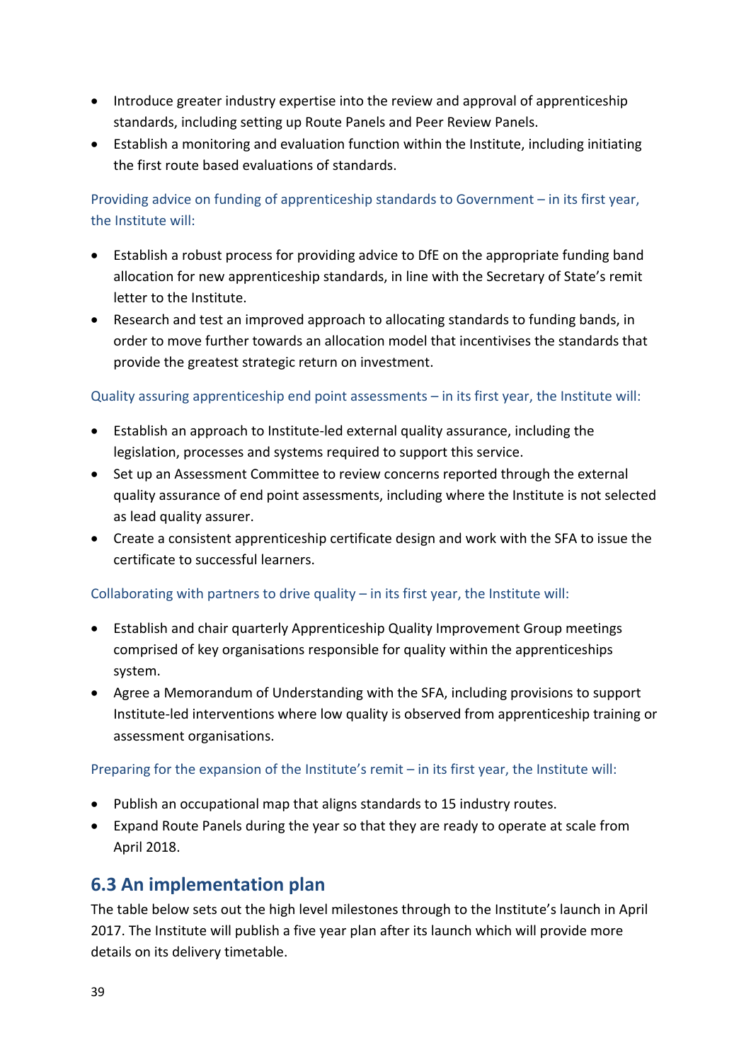- Introduce greater industry expertise into the review and approval of apprenticeship standards, including setting up Route Panels and Peer Review Panels.
- Establish a monitoring and evaluation function within the Institute, including initiating the first route based evaluations of standards.

Providing advice on funding of apprenticeship standards to Government – in its first year, the Institute will:

- Establish a robust process for providing advice to DfE on the appropriate funding band allocation for new apprenticeship standards, in line with the Secretary of State's remit letter to the Institute.
- Research and test an improved approach to allocating standards to funding bands, in order to move further towards an allocation model that incentivises the standards that provide the greatest strategic return on investment.

Quality assuring apprenticeship end point assessments – in its first year, the Institute will:

- Establish an approach to Institute-led external quality assurance, including the legislation, processes and systems required to support this service.
- Set up an Assessment Committee to review concerns reported through the external quality assurance of end point assessments, including where the Institute is not selected as lead quality assurer.
- Create a consistent apprenticeship certificate design and work with the SFA to issue the certificate to successful learners.

Collaborating with partners to drive quality – in its first year, the Institute will:

- Establish and chair quarterly Apprenticeship Quality Improvement Group meetings comprised of key organisations responsible for quality within the apprenticeships system.
- Agree a Memorandum of Understanding with the SFA, including provisions to support Institute-led interventions where low quality is observed from apprenticeship training or assessment organisations.

Preparing for the expansion of the Institute's remit – in its first year, the Institute will:

- Publish an occupational map that aligns standards to 15 industry routes.
- Expand Route Panels during the year so that they are ready to operate at scale from April 2018.

## 6.3 An implementation plan

The table below sets out the high level milestones through to the Institute's launch in April 2017. The Institute will publish a five year plan after its launch which will provide more details on its delivery timetable.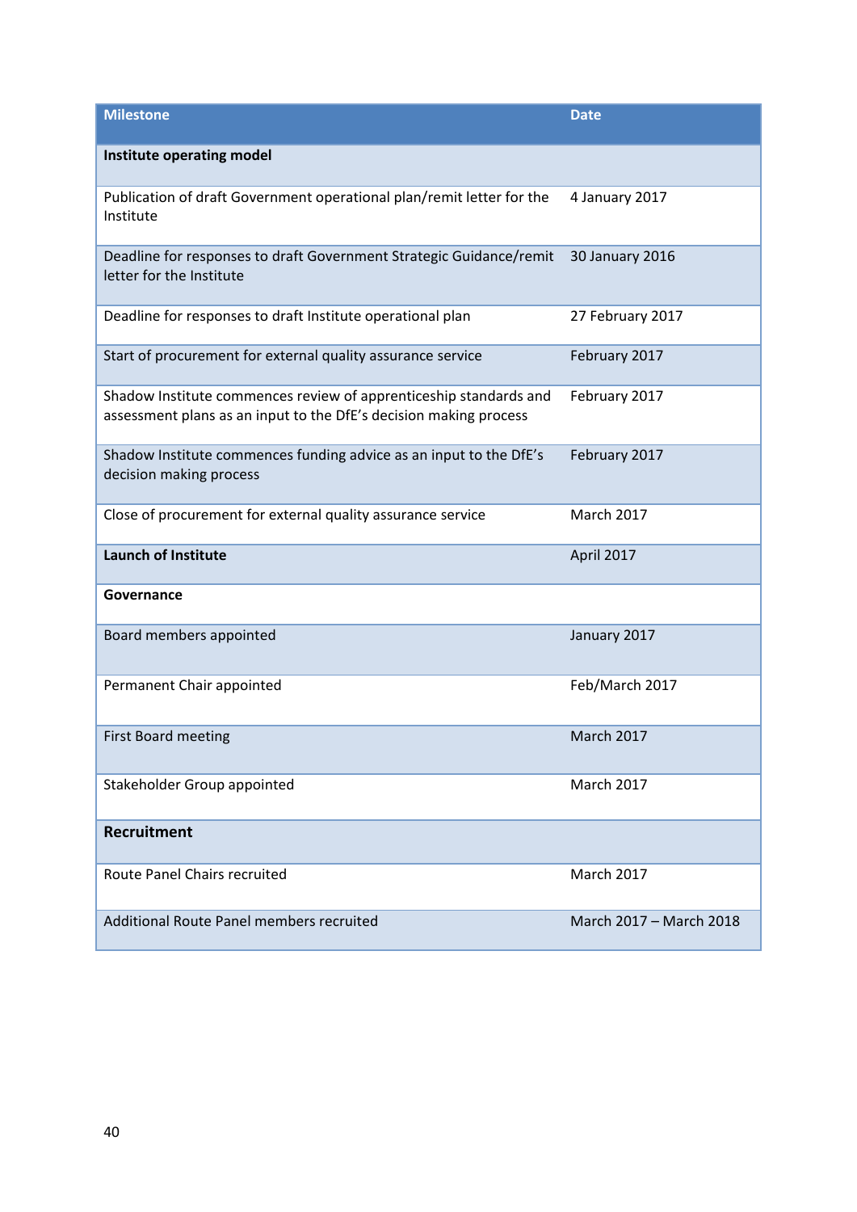| Milestone | Date |
|---|---|
| **Institute operating model** | |
| Publication of draft Government operational plan/remit letter for the Institute | 4 January 2017 |
| Deadline for responses to draft Government Strategic Guidance/remit letter for the Institute | 30 January 2016 |
| Deadline for responses to draft Institute operational plan | 27 February 2017 |
| Start of procurement for external quality assurance service | February 2017 |
| Shadow Institute commences review of apprenticeship standards and assessment plans as an input to the DfE's decision making process | February 2017 |
| Shadow Institute commences funding advice as an input to the DfE's decision making process | February 2017 |
| Close of procurement for external quality assurance service | March 2017 |
| **Launch of Institute** | April 2017 |
| **Governance** | |
| Board members appointed | January 2017 |
| Permanent Chair appointed | Feb/March 2017 |
| First Board meeting | March 2017 |
| Stakeholder Group appointed | March 2017 |
| **Recruitment** | |
| Route Panel Chairs recruited | March 2017 |
| Additional Route Panel members recruited | March 2017 – March 2018 |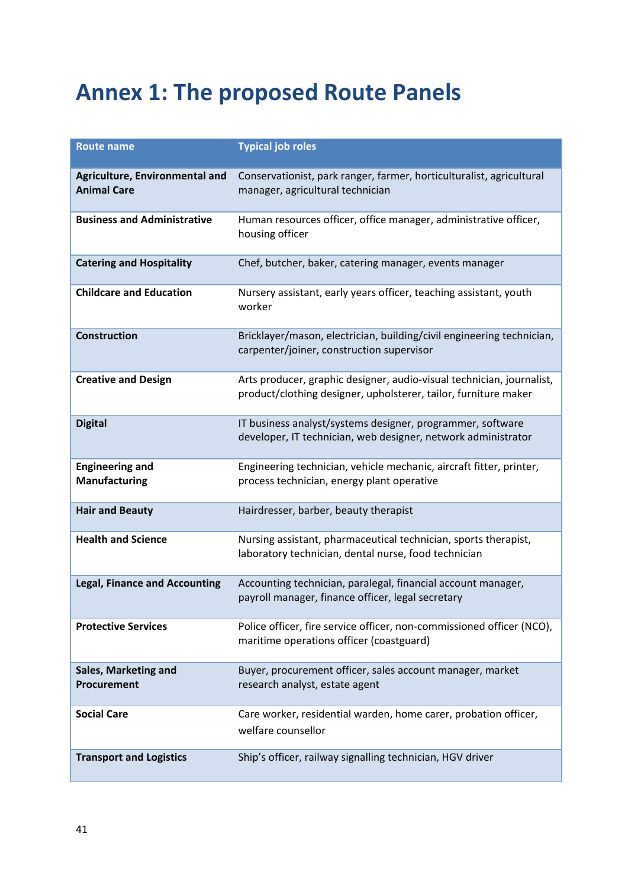# Annex 1: The proposed Route Panels

| Route name | Typical job roles |
|---|---|
| **Agriculture, Environmental and Animal Care** | Conservationist, park ranger, farmer, horticulturalist, agricultural manager, agricultural technician |
| **Business and Administrative** | Human resources officer, office manager, administrative officer, housing officer |
| **Catering and Hospitality** | Chef, butcher, baker, catering manager, events manager |
| **Childcare and Education** | Nursery assistant, early years officer, teaching assistant, youth worker |
| **Construction** | Bricklayer/mason, electrician, building/civil engineering technician, carpenter/joiner, construction supervisor |
| **Creative and Design** | Arts producer, graphic designer, audio-visual technician, journalist, product/clothing designer, upholsterer, tailor, furniture maker |
| **Digital** | IT business analyst/systems designer, programmer, software developer, IT technician, web designer, network administrator |
| **Engineering and Manufacturing** | Engineering technician, vehicle mechanic, aircraft fitter, printer, process technician, energy plant operative |
| **Hair and Beauty** | Hairdresser, barber, beauty therapist |
| **Health and Science** | Nursing assistant, pharmaceutical technician, sports therapist, laboratory technician, dental nurse, food technician |
| **Legal, Finance and Accounting** | Accounting technician, paralegal, financial account manager, payroll manager, finance officer, legal secretary |
| **Protective Services** | Police officer, fire service officer, non-commissioned officer (NCO), maritime operations officer (coastguard) |
| **Sales, Marketing and Procurement** | Buyer, procurement officer, sales account manager, market research analyst, estate agent |
| **Social Care** | Care worker, residential warden, home carer, probation officer, welfare counsellor |
| **Transport and Logistics** | Ship's officer, railway signalling technician, HGV driver |